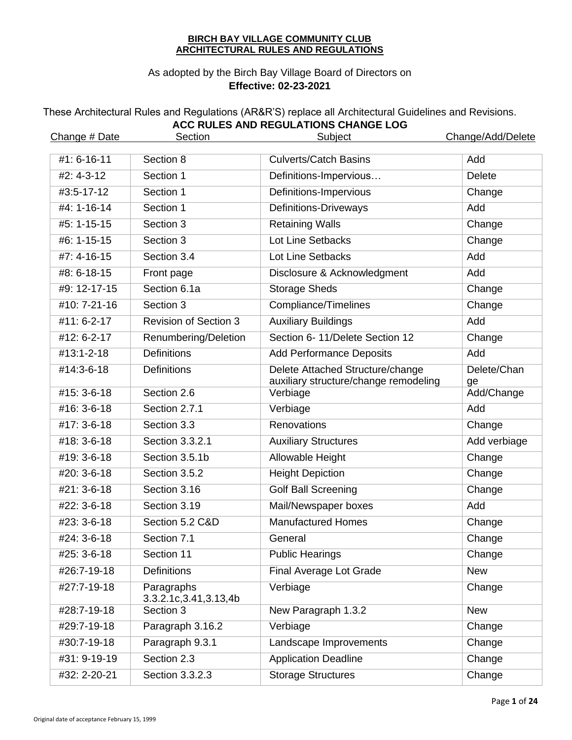**BIRCH BAY VILLAGE COMMUNITY CLUB**
**ARCHITECTURAL RULES AND REGULATIONS**

As adopted by the Birch Bay Village Board of Directors on
**Effective: 02-23-2021**

These Architectural Rules and Regulations (AR&R'S) replace all Architectural Guidelines and Revisions.

**ACC RULES AND REGULATIONS CHANGE LOG**

| Change # Date | Section | Subject | Change/Add/Delete |
|---|---|---|---|
| #1: 6-16-11 | Section 8 | Culverts/Catch Basins | Add |
| #2: 4-3-12 | Section 1 | Definitions-Impervious… | Delete |
| #3:5-17-12 | Section 1 | Definitions-Impervious | Change |
| #4: 1-16-14 | Section 1 | Definitions-Driveways | Add |
| #5: 1-15-15 | Section 3 | Retaining Walls | Change |
| #6: 1-15-15 | Section 3 | Lot Line Setbacks | Change |
| #7: 4-16-15 | Section 3.4 | Lot Line Setbacks | Add |
| #8: 6-18-15 | Front page | Disclosure & Acknowledgment | Add |
| #9: 12-17-15 | Section 6.1a | Storage Sheds | Change |
| #10: 7-21-16 | Section 3 | Compliance/Timelines | Change |
| #11: 6-2-17 | Revision of Section 3 | Auxiliary Buildings | Add |
| #12: 6-2-17 | Renumbering/Deletion | Section 6- 11/Delete Section 12 | Change |
| #13:1-2-18 | Definitions | Add Performance Deposits | Add |
| #14:3-6-18 | Definitions | Delete Attached Structure/change auxiliary structure/change remodeling | Delete/Change |
| #15: 3-6-18 | Section 2.6 | Verbiage | Add/Change |
| #16: 3-6-18 | Section 2.7.1 | Verbiage | Add |
| #17: 3-6-18 | Section 3.3 | Renovations | Change |
| #18: 3-6-18 | Section 3.3.2.1 | Auxiliary Structures | Add verbiage |
| #19: 3-6-18 | Section 3.5.1b | Allowable Height | Change |
| #20: 3-6-18 | Section 3.5.2 | Height Depiction | Change |
| #21: 3-6-18 | Section 3.16 | Golf Ball Screening | Change |
| #22: 3-6-18 | Section 3.19 | Mail/Newspaper boxes | Add |
| #23: 3-6-18 | Section 5.2 C&D | Manufactured Homes | Change |
| #24: 3-6-18 | Section 7.1 | General | Change |
| #25: 3-6-18 | Section 11 | Public Hearings | Change |
| #26:7-19-18 | Definitions | Final Average Lot Grade | New |
| #27:7-19-18 | Paragraphs 3.3.2.1c,3.41,3.13,4b | Verbiage | Change |
| #28:7-19-18 | Section 3 | New Paragraph 1.3.2 | New |
| #29:7-19-18 | Paragraph 3.16.2 | Verbiage | Change |
| #30:7-19-18 | Paragraph 9.3.1 | Landscape Improvements | Change |
| #31: 9-19-19 | Section 2.3 | Application Deadline | Change |
| #32: 2-20-21 | Section 3.3.2.3 | Storage Structures | Change |

Original date of acceptance February 15, 1999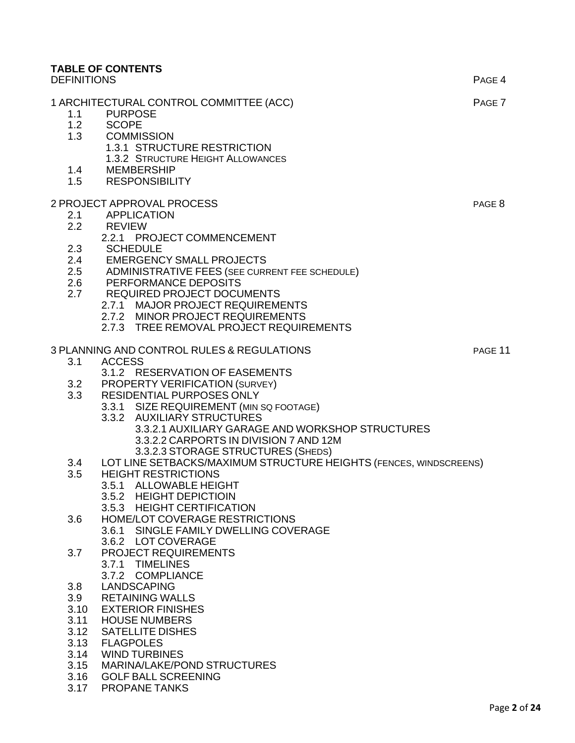**TABLE OF CONTENTS**

DEFINITIONS PAGE 4

1 ARCHITECTURAL CONTROL COMMITTEE (ACC) PAGE 7

- 1.1 PURPOSE
- 1.2 SCOPE
- 1.3 COMMISSION
  - 1.3.1 STRUCTURE RESTRICTION
  - 1.3.2 STRUCTURE HEIGHT ALLOWANCES
- 1.4 MEMBERSHIP
- 1.5 RESPONSIBILITY

2 PROJECT APPROVAL PROCESS PAGE 8

- 2.1 APPLICATION
- 2.2 REVIEW
  - 2.2.1 PROJECT COMMENCEMENT
- 2.3 SCHEDULE
- 2.4 EMERGENCY SMALL PROJECTS
- 2.5 ADMINISTRATIVE FEES (SEE CURRENT FEE SCHEDULE)
- 2.6 PERFORMANCE DEPOSITS
- 2.7 REQUIRED PROJECT DOCUMENTS
  - 2.7.1 MAJOR PROJECT REQUIREMENTS
  - 2.7.2 MINOR PROJECT REQUIREMENTS
  - 2.7.3 TREE REMOVAL PROJECT REQUIREMENTS

3 PLANNING AND CONTROL RULES & REGULATIONS PAGE 11

- 3.1 ACCESS
  - 3.1.2 RESERVATION OF EASEMENTS
- 3.2 PROPERTY VERIFICATION (SURVEY)
- 3.3 RESIDENTIAL PURPOSES ONLY
  - 3.3.1 SIZE REQUIREMENT (MIN SQ FOOTAGE)
  - 3.3.2 AUXILIARY STRUCTURES
    - 3.3.2.1 AUXILIARY GARAGE AND WORKSHOP STRUCTURES
    - 3.3.2.2 CARPORTS IN DIVISION 7 AND 12M
    - 3.3.2.3 STORAGE STRUCTURES (SHEDS)
- 3.4 LOT LINE SETBACKS/MAXIMUM STRUCTURE HEIGHTS (FENCES, WINDSCREENS)
- 3.5 HEIGHT RESTRICTIONS
  - 3.5.1 ALLOWABLE HEIGHT
  - 3.5.2 HEIGHT DEPICTIOIN
  - 3.5.3 HEIGHT CERTIFICATION
- 3.6 HOME/LOT COVERAGE RESTRICTIONS
  - 3.6.1 SINGLE FAMILY DWELLING COVERAGE
  - 3.6.2 LOT COVERAGE
- 3.7 PROJECT REQUIREMENTS
  - 3.7.1 TIMELINES
  - 3.7.2 COMPLIANCE
- 3.8 LANDSCAPING
- 3.9 RETAINING WALLS
- 3.10 EXTERIOR FINISHES
- 3.11 HOUSE NUMBERS
- 3.12 SATELLITE DISHES
- 3.13 FLAGPOLES
- 3.14 WIND TURBINES
- 3.15 MARINA/LAKE/POND STRUCTURES
- 3.16 GOLF BALL SCREENING
- 3.17 PROPANE TANKS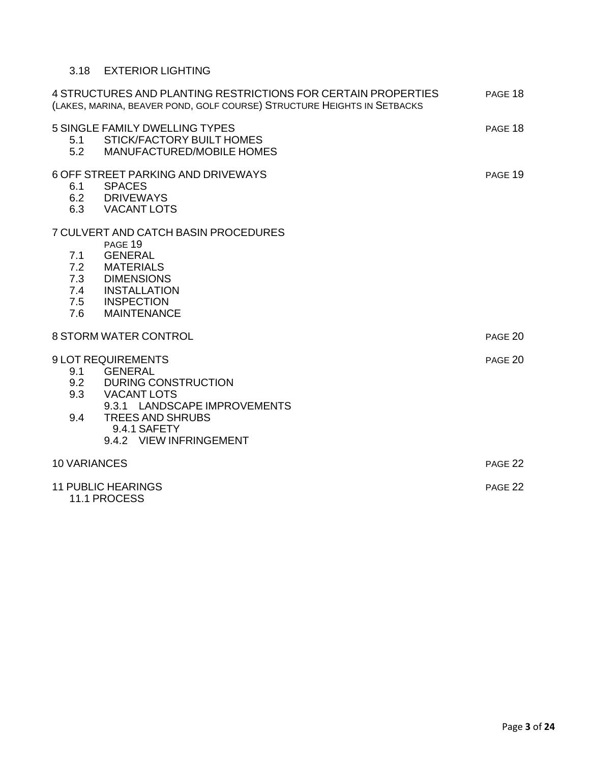3.18 EXTERIOR LIGHTING

4 STRUCTURES AND PLANTING RESTRICTIONS FOR CERTAIN PROPERTIES (LAKES, MARINA, BEAVER POND, GOLF COURSE) STRUCTURE HEIGHTS IN SETBACKS — PAGE 18

5 SINGLE FAMILY DWELLING TYPES — PAGE 18
- 5.1 STICK/FACTORY BUILT HOMES
- 5.2 MANUFACTURED/MOBILE HOMES

6 OFF STREET PARKING AND DRIVEWAYS — PAGE 19
- 6.1 SPACES
- 6.2 DRIVEWAYS
- 6.3 VACANT LOTS

7 CULVERT AND CATCH BASIN PROCEDURES — PAGE 19
- 7.1 GENERAL
- 7.2 MATERIALS
- 7.3 DIMENSIONS
- 7.4 INSTALLATION
- 7.5 INSPECTION
- 7.6 MAINTENANCE

8 STORM WATER CONTROL — PAGE 20

9 LOT REQUIREMENTS — PAGE 20
- 9.1 GENERAL
- 9.2 DURING CONSTRUCTION
- 9.3 VACANT LOTS
  - 9.3.1 LANDSCAPE IMPROVEMENTS
- 9.4 TREES AND SHRUBS
  - 9.4.1 SAFETY
  - 9.4.2 VIEW INFRINGEMENT

10 VARIANCES — PAGE 22

11 PUBLIC HEARINGS — PAGE 22
- 11.1 PROCESS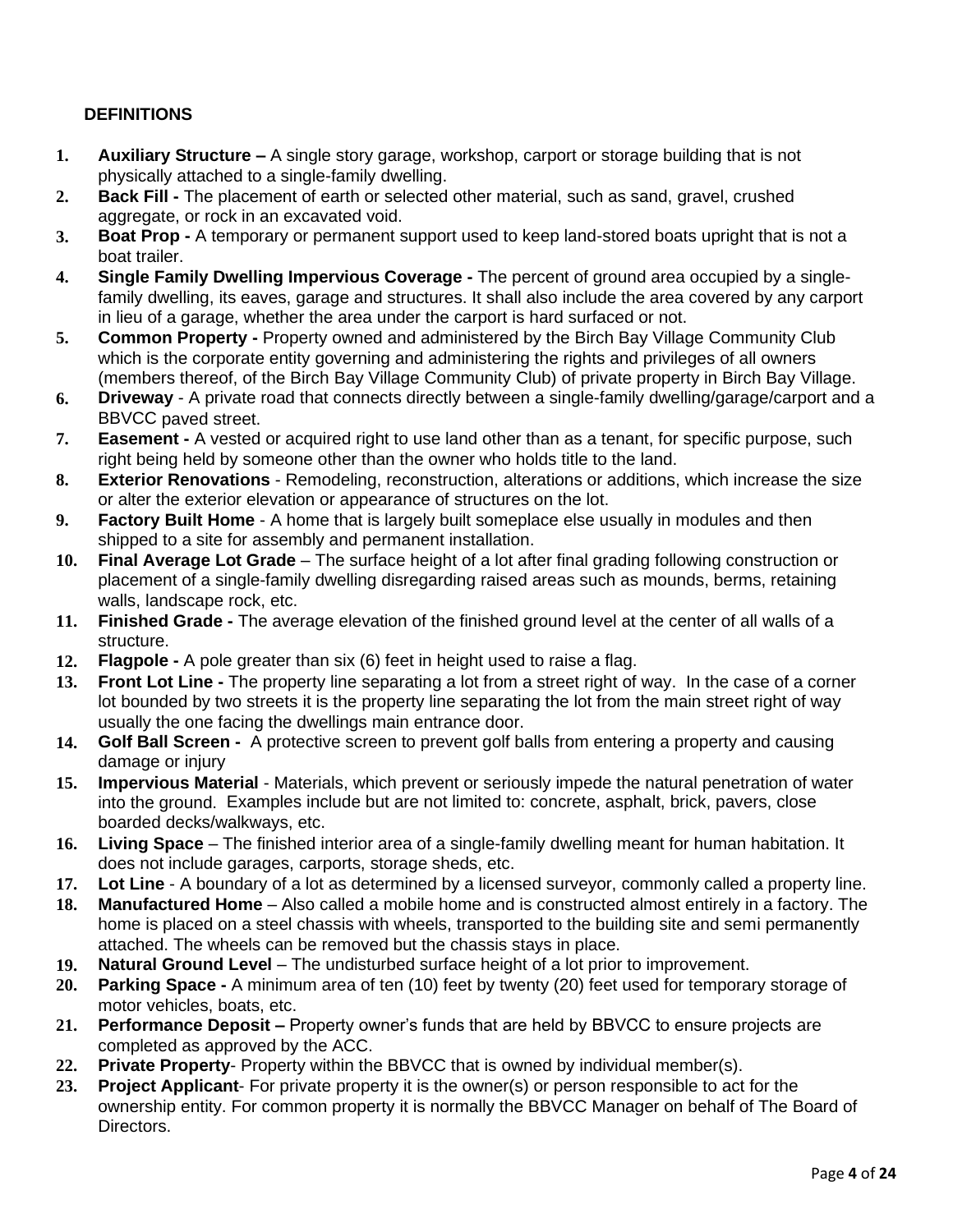### DEFINITIONS

1. **Auxiliary Structure –** A single story garage, workshop, carport or storage building that is not physically attached to a single-family dwelling.
2. **Back Fill -** The placement of earth or selected other material, such as sand, gravel, crushed aggregate, or rock in an excavated void.
3. **Boat Prop -** A temporary or permanent support used to keep land-stored boats upright that is not a boat trailer.
4. **Single Family Dwelling Impervious Coverage -** The percent of ground area occupied by a single-family dwelling, its eaves, garage and structures. It shall also include the area covered by any carport in lieu of a garage, whether the area under the carport is hard surfaced or not.
5. **Common Property -** Property owned and administered by the Birch Bay Village Community Club which is the corporate entity governing and administering the rights and privileges of all owners (members thereof, of the Birch Bay Village Community Club) of private property in Birch Bay Village.
6. **Driveway** - A private road that connects directly between a single-family dwelling/garage/carport and a BBVCC paved street.
7. **Easement -** A vested or acquired right to use land other than as a tenant, for specific purpose, such right being held by someone other than the owner who holds title to the land.
8. **Exterior Renovations** - Remodeling, reconstruction, alterations or additions, which increase the size or alter the exterior elevation or appearance of structures on the lot.
9. **Factory Built Home** - A home that is largely built someplace else usually in modules and then shipped to a site for assembly and permanent installation.
10. **Final Average Lot Grade** – The surface height of a lot after final grading following construction or placement of a single-family dwelling disregarding raised areas such as mounds, berms, retaining walls, landscape rock, etc.
11. **Finished Grade -** The average elevation of the finished ground level at the center of all walls of a structure.
12. **Flagpole -** A pole greater than six (6) feet in height used to raise a flag.
13. **Front Lot Line -** The property line separating a lot from a street right of way. In the case of a corner lot bounded by two streets it is the property line separating the lot from the main street right of way usually the one facing the dwellings main entrance door.
14. **Golf Ball Screen -** A protective screen to prevent golf balls from entering a property and causing damage or injury
15. **Impervious Material** - Materials, which prevent or seriously impede the natural penetration of water into the ground. Examples include but are not limited to: concrete, asphalt, brick, pavers, close boarded decks/walkways, etc.
16. **Living Space** – The finished interior area of a single-family dwelling meant for human habitation. It does not include garages, carports, storage sheds, etc.
17. **Lot Line** - A boundary of a lot as determined by a licensed surveyor, commonly called a property line.
18. **Manufactured Home** – Also called a mobile home and is constructed almost entirely in a factory. The home is placed on a steel chassis with wheels, transported to the building site and semi permanently attached. The wheels can be removed but the chassis stays in place.
19. **Natural Ground Level** – The undisturbed surface height of a lot prior to improvement.
20. **Parking Space -** A minimum area of ten (10) feet by twenty (20) feet used for temporary storage of motor vehicles, boats, etc.
21. **Performance Deposit –** Property owner's funds that are held by BBVCC to ensure projects are completed as approved by the ACC.
22. **Private Property**- Property within the BBVCC that is owned by individual member(s).
23. **Project Applicant**- For private property it is the owner(s) or person responsible to act for the ownership entity. For common property it is normally the BBVCC Manager on behalf of The Board of Directors.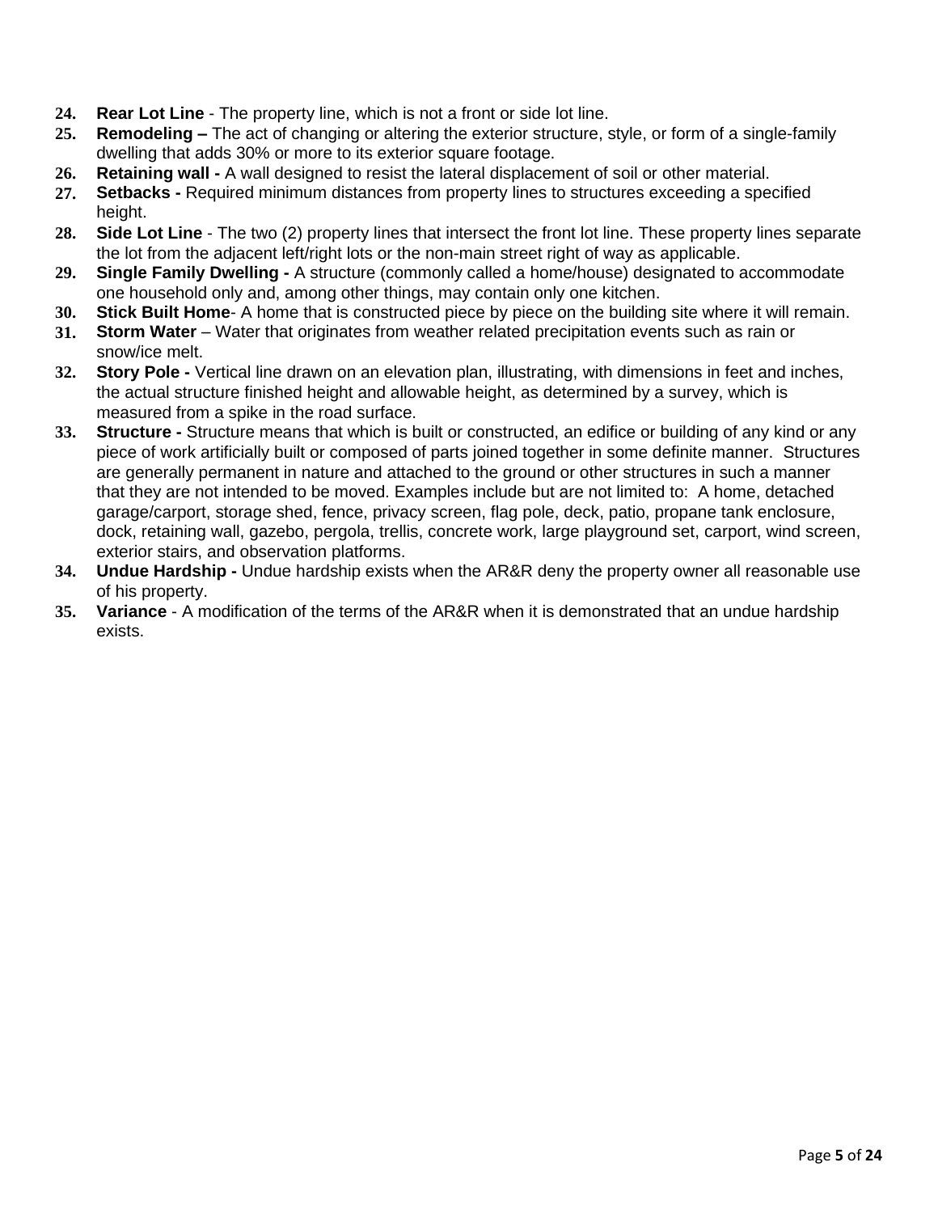24. **Rear Lot Line** - The property line, which is not a front or side lot line.
25. **Remodeling –** The act of changing or altering the exterior structure, style, or form of a single-family dwelling that adds 30% or more to its exterior square footage.
26. **Retaining wall -** A wall designed to resist the lateral displacement of soil or other material.
27. **Setbacks -** Required minimum distances from property lines to structures exceeding a specified height.
28. **Side Lot Line** - The two (2) property lines that intersect the front lot line. These property lines separate the lot from the adjacent left/right lots or the non-main street right of way as applicable.
29. **Single Family Dwelling -** A structure (commonly called a home/house) designated to accommodate one household only and, among other things, may contain only one kitchen.
30. **Stick Built Home**- A home that is constructed piece by piece on the building site where it will remain.
31. **Storm Water** – Water that originates from weather related precipitation events such as rain or snow/ice melt.
32. **Story Pole -** Vertical line drawn on an elevation plan, illustrating, with dimensions in feet and inches, the actual structure finished height and allowable height, as determined by a survey, which is measured from a spike in the road surface.
33. **Structure -** Structure means that which is built or constructed, an edifice or building of any kind or any piece of work artificially built or composed of parts joined together in some definite manner. Structures are generally permanent in nature and attached to the ground or other structures in such a manner that they are not intended to be moved. Examples include but are not limited to: A home, detached garage/carport, storage shed, fence, privacy screen, flag pole, deck, patio, propane tank enclosure, dock, retaining wall, gazebo, pergola, trellis, concrete work, large playground set, carport, wind screen, exterior stairs, and observation platforms.
34. **Undue Hardship -** Undue hardship exists when the AR&R deny the property owner all reasonable use of his property.
35. **Variance** - A modification of the terms of the AR&R when it is demonstrated that an undue hardship exists.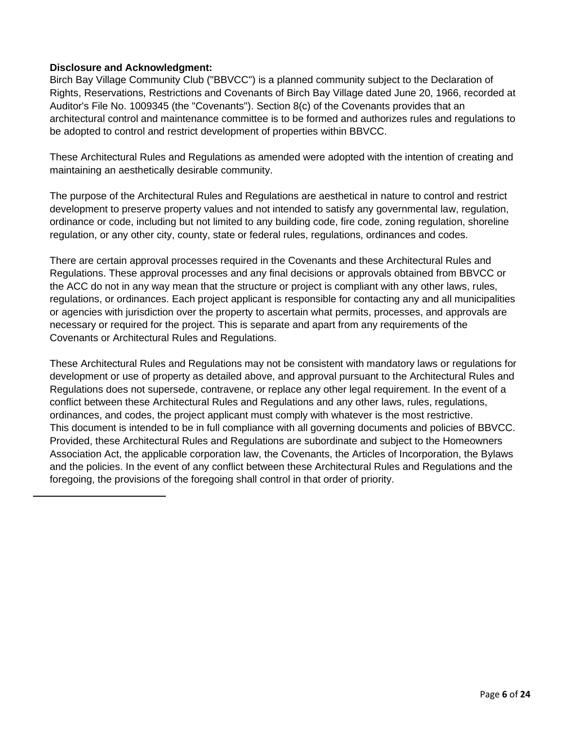**Disclosure and Acknowledgment:**

Birch Bay Village Community Club ("BBVCC") is a planned community subject to the Declaration of Rights, Reservations, Restrictions and Covenants of Birch Bay Village dated June 20, 1966, recorded at Auditor's File No. 1009345 (the "Covenants"). Section 8(c) of the Covenants provides that an architectural control and maintenance committee is to be formed and authorizes rules and regulations to be adopted to control and restrict development of properties within BBVCC.

These Architectural Rules and Regulations as amended were adopted with the intention of creating and maintaining an aesthetically desirable community.

The purpose of the Architectural Rules and Regulations are aesthetical in nature to control and restrict development to preserve property values and not intended to satisfy any governmental law, regulation, ordinance or code, including but not limited to any building code, fire code, zoning regulation, shoreline regulation, or any other city, county, state or federal rules, regulations, ordinances and codes.

There are certain approval processes required in the Covenants and these Architectural Rules and Regulations. These approval processes and any final decisions or approvals obtained from BBVCC or the ACC do not in any way mean that the structure or project is compliant with any other laws, rules, regulations, or ordinances. Each project applicant is responsible for contacting any and all municipalities or agencies with jurisdiction over the property to ascertain what permits, processes, and approvals are necessary or required for the project. This is separate and apart from any requirements of the Covenants or Architectural Rules and Regulations.

These Architectural Rules and Regulations may not be consistent with mandatory laws or regulations for development or use of property as detailed above, and approval pursuant to the Architectural Rules and Regulations does not supersede, contravene, or replace any other legal requirement. In the event of a conflict between these Architectural Rules and Regulations and any other laws, rules, regulations, ordinances, and codes, the project applicant must comply with whatever is the most restrictive.
This document is intended to be in full compliance with all governing documents and policies of BBVCC. Provided, these Architectural Rules and Regulations are subordinate and subject to the Homeowners Association Act, the applicable corporation law, the Covenants, the Articles of Incorporation, the Bylaws and the policies. In the event of any conflict between these Architectural Rules and Regulations and the foregoing, the provisions of the foregoing shall control in that order of priority.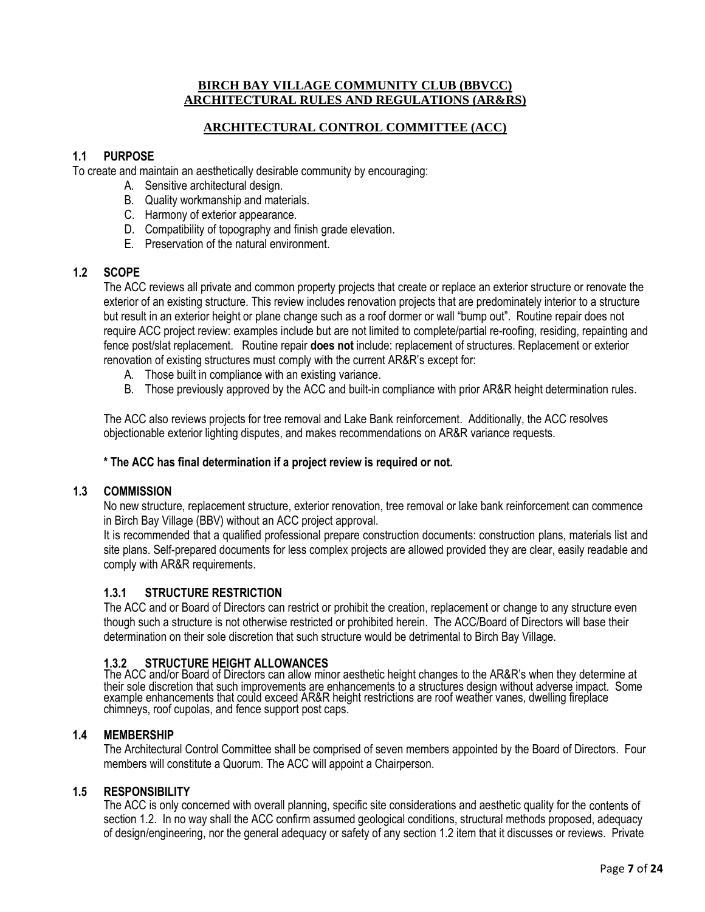**BIRCH BAY VILLAGE COMMUNITY CLUB (BBVCC)**
**ARCHITECTURAL RULES AND REGULATIONS (AR&RS)**

## ARCHITECTURAL CONTROL COMMITTEE (ACC)

### 1.1 PURPOSE

To create and maintain an aesthetically desirable community by encouraging:

A. Sensitive architectural design.
B. Quality workmanship and materials.
C. Harmony of exterior appearance.
D. Compatibility of topography and finish grade elevation.
E. Preservation of the natural environment.

### 1.2 SCOPE

The ACC reviews all private and common property projects that create or replace an exterior structure or renovate the exterior of an existing structure. This review includes renovation projects that are predominately interior to a structure but result in an exterior height or plane change such as a roof dormer or wall "bump out". Routine repair does not require ACC project review: examples include but are not limited to complete/partial re-roofing, residing, repainting and fence post/slat replacement. Routine repair **does not** include: replacement of structures. Replacement or exterior renovation of existing structures must comply with the current AR&R's except for:

A. Those built in compliance with an existing variance.
B. Those previously approved by the ACC and built-in compliance with prior AR&R height determination rules.

The ACC also reviews projects for tree removal and Lake Bank reinforcement. Additionally, the ACC resolves objectionable exterior lighting disputes, and makes recommendations on AR&R variance requests.

**\* The ACC has final determination if a project review is required or not.**

### 1.3 COMMISSION

No new structure, replacement structure, exterior renovation, tree removal or lake bank reinforcement can commence in Birch Bay Village (BBV) without an ACC project approval.

It is recommended that a qualified professional prepare construction documents: construction plans, materials list and site plans. Self-prepared documents for less complex projects are allowed provided they are clear, easily readable and comply with AR&R requirements.

#### 1.3.1 STRUCTURE RESTRICTION

The ACC and or Board of Directors can restrict or prohibit the creation, replacement or change to any structure even though such a structure is not otherwise restricted or prohibited herein. The ACC/Board of Directors will base their determination on their sole discretion that such structure would be detrimental to Birch Bay Village.

#### 1.3.2 STRUCTURE HEIGHT ALLOWANCES

The ACC and/or Board of Directors can allow minor aesthetic height changes to the AR&R's when they determine at their sole discretion that such improvements are enhancements to a structures design without adverse impact. Some example enhancements that could exceed AR&R height restrictions are roof weather vanes, dwelling fireplace chimneys, roof cupolas, and fence support post caps.

### 1.4 MEMBERSHIP

The Architectural Control Committee shall be comprised of seven members appointed by the Board of Directors. Four members will constitute a Quorum. The ACC will appoint a Chairperson.

### 1.5 RESPONSIBILITY

The ACC is only concerned with overall planning, specific site considerations and aesthetic quality for the contents of section 1.2. In no way shall the ACC confirm assumed geological conditions, structural methods proposed, adequacy of design/engineering, nor the general adequacy or safety of any section 1.2 item that it discusses or reviews. Private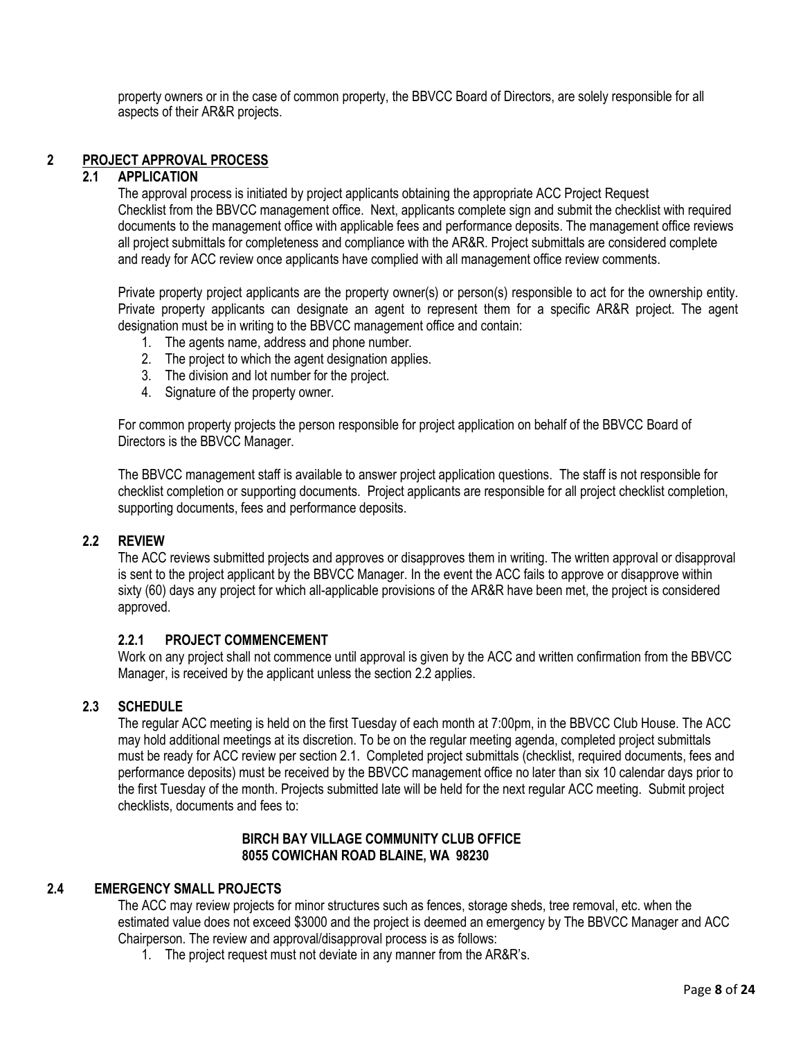property owners or in the case of common property, the BBVCC Board of Directors, are solely responsible for all aspects of their AR&R projects.

## 2 PROJECT APPROVAL PROCESS

### 2.1 APPLICATION

The approval process is initiated by project applicants obtaining the appropriate ACC Project Request Checklist from the BBVCC management office. Next, applicants complete sign and submit the checklist with required documents to the management office with applicable fees and performance deposits. The management office reviews all project submittals for completeness and compliance with the AR&R. Project submittals are considered complete and ready for ACC review once applicants have complied with all management office review comments.

Private property project applicants are the property owner(s) or person(s) responsible to act for the ownership entity. Private property applicants can designate an agent to represent them for a specific AR&R project. The agent designation must be in writing to the BBVCC management office and contain:

1. The agents name, address and phone number.
2. The project to which the agent designation applies.
3. The division and lot number for the project.
4. Signature of the property owner.

For common property projects the person responsible for project application on behalf of the BBVCC Board of Directors is the BBVCC Manager.

The BBVCC management staff is available to answer project application questions. The staff is not responsible for checklist completion or supporting documents. Project applicants are responsible for all project checklist completion, supporting documents, fees and performance deposits.

### 2.2 REVIEW

The ACC reviews submitted projects and approves or disapproves them in writing. The written approval or disapproval is sent to the project applicant by the BBVCC Manager. In the event the ACC fails to approve or disapprove within sixty (60) days any project for which all-applicable provisions of the AR&R have been met, the project is considered approved.

#### 2.2.1 PROJECT COMMENCEMENT

Work on any project shall not commence until approval is given by the ACC and written confirmation from the BBVCC Manager, is received by the applicant unless the section 2.2 applies.

### 2.3 SCHEDULE

The regular ACC meeting is held on the first Tuesday of each month at 7:00pm, in the BBVCC Club House. The ACC may hold additional meetings at its discretion. To be on the regular meeting agenda, completed project submittals must be ready for ACC review per section 2.1. Completed project submittals (checklist, required documents, fees and performance deposits) must be received by the BBVCC management office no later than six 10 calendar days prior to the first Tuesday of the month. Projects submitted late will be held for the next regular ACC meeting. Submit project checklists, documents and fees to:

**BIRCH BAY VILLAGE COMMUNITY CLUB OFFICE**
**8055 COWICHAN ROAD BLAINE, WA 98230**

### 2.4 EMERGENCY SMALL PROJECTS

The ACC may review projects for minor structures such as fences, storage sheds, tree removal, etc. when the estimated value does not exceed $3000 and the project is deemed an emergency by The BBVCC Manager and ACC Chairperson. The review and approval/disapproval process is as follows:

1. The project request must not deviate in any manner from the AR&R's.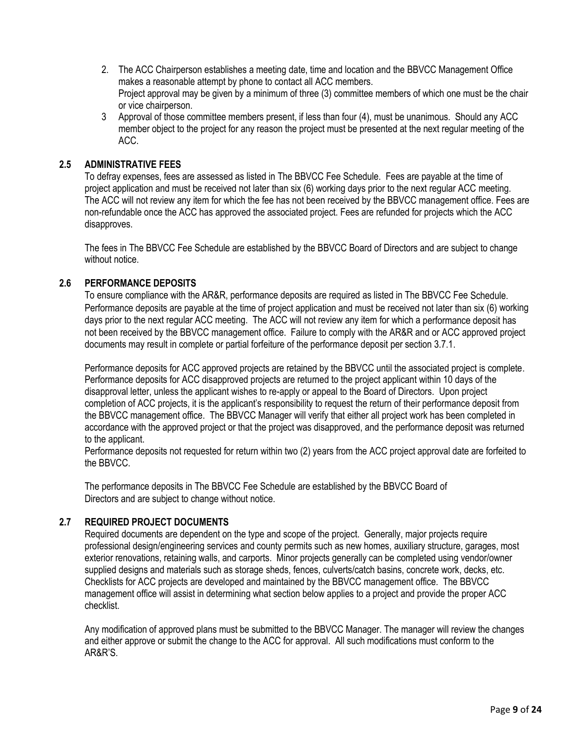2. The ACC Chairperson establishes a meeting date, time and location and the BBVCC Management Office makes a reasonable attempt by phone to contact all ACC members.
   Project approval may be given by a minimum of three (3) committee members of which one must be the chair or vice chairperson.
3. Approval of those committee members present, if less than four (4), must be unanimous. Should any ACC member object to the project for any reason the project must be presented at the next regular meeting of the ACC.

### 2.5 ADMINISTRATIVE FEES

To defray expenses, fees are assessed as listed in The BBVCC Fee Schedule. Fees are payable at the time of project application and must be received not later than six (6) working days prior to the next regular ACC meeting. The ACC will not review any item for which the fee has not been received by the BBVCC management office. Fees are non-refundable once the ACC has approved the associated project. Fees are refunded for projects which the ACC disapproves.

The fees in The BBVCC Fee Schedule are established by the BBVCC Board of Directors and are subject to change without notice.

### 2.6 PERFORMANCE DEPOSITS

To ensure compliance with the AR&R, performance deposits are required as listed in The BBVCC Fee Schedule. Performance deposits are payable at the time of project application and must be received not later than six (6) working days prior to the next regular ACC meeting. The ACC will not review any item for which a performance deposit has not been received by the BBVCC management office. Failure to comply with the AR&R and or ACC approved project documents may result in complete or partial forfeiture of the performance deposit per section 3.7.1.

Performance deposits for ACC approved projects are retained by the BBVCC until the associated project is complete. Performance deposits for ACC disapproved projects are returned to the project applicant within 10 days of the disapproval letter, unless the applicant wishes to re-apply or appeal to the Board of Directors. Upon project completion of ACC projects, it is the applicant's responsibility to request the return of their performance deposit from the BBVCC management office. The BBVCC Manager will verify that either all project work has been completed in accordance with the approved project or that the project was disapproved, and the performance deposit was returned to the applicant.
Performance deposits not requested for return within two (2) years from the ACC project approval date are forfeited to the BBVCC.

The performance deposits in The BBVCC Fee Schedule are established by the BBVCC Board of Directors and are subject to change without notice.

### 2.7 REQUIRED PROJECT DOCUMENTS

Required documents are dependent on the type and scope of the project. Generally, major projects require professional design/engineering services and county permits such as new homes, auxiliary structure, garages, most exterior renovations, retaining walls, and carports. Minor projects generally can be completed using vendor/owner supplied designs and materials such as storage sheds, fences, culverts/catch basins, concrete work, decks, etc. Checklists for ACC projects are developed and maintained by the BBVCC management office. The BBVCC management office will assist in determining what section below applies to a project and provide the proper ACC checklist.

Any modification of approved plans must be submitted to the BBVCC Manager. The manager will review the changes and either approve or submit the change to the ACC for approval. All such modifications must conform to the AR&R'S.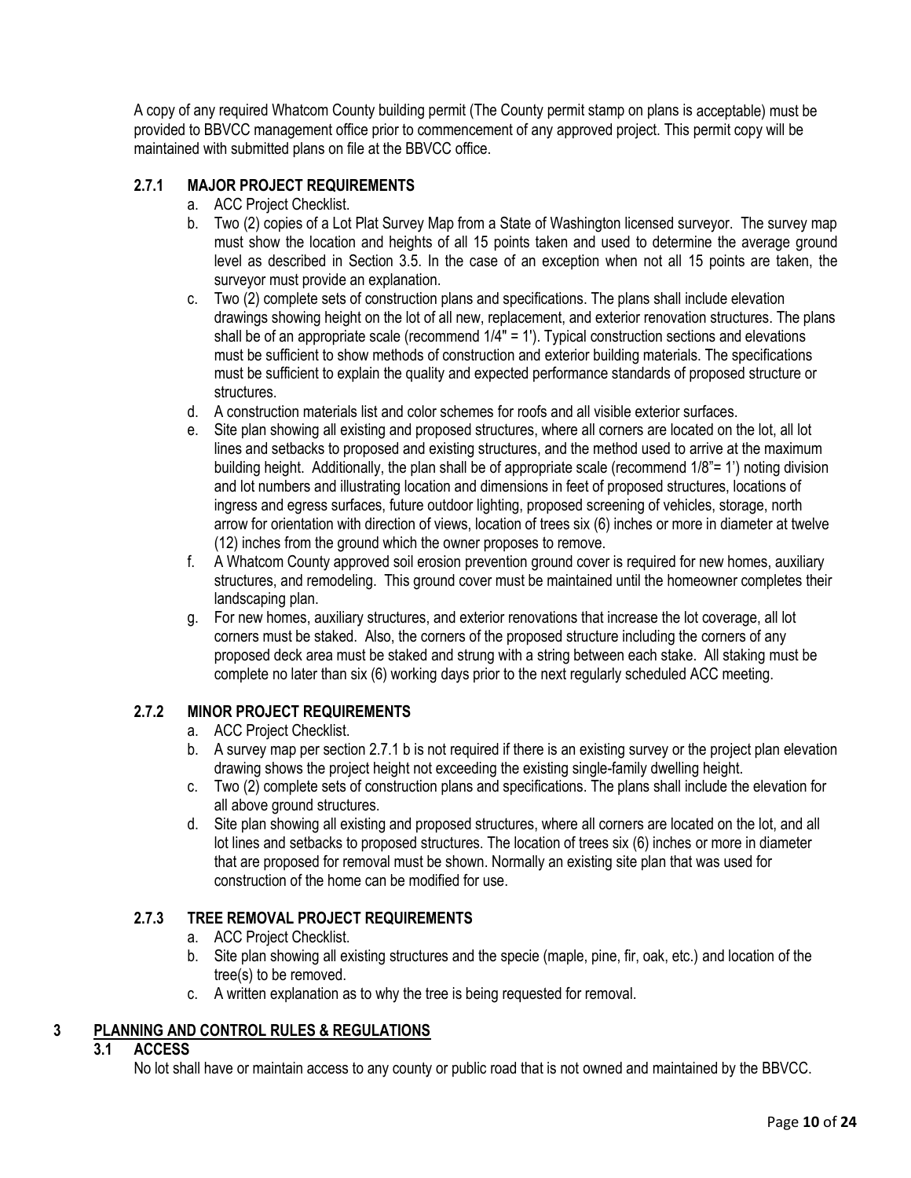A copy of any required Whatcom County building permit (The County permit stamp on plans is acceptable) must be provided to BBVCC management office prior to commencement of any approved project. This permit copy will be maintained with submitted plans on file at the BBVCC office.

### 2.7.1 MAJOR PROJECT REQUIREMENTS

a. ACC Project Checklist.

b. Two (2) copies of a Lot Plat Survey Map from a State of Washington licensed surveyor. The survey map must show the location and heights of all 15 points taken and used to determine the average ground level as described in Section 3.5. In the case of an exception when not all 15 points are taken, the surveyor must provide an explanation.

c. Two (2) complete sets of construction plans and specifications. The plans shall include elevation drawings showing height on the lot of all new, replacement, and exterior renovation structures. The plans shall be of an appropriate scale (recommend 1/4" = 1'). Typical construction sections and elevations must be sufficient to show methods of construction and exterior building materials. The specifications must be sufficient to explain the quality and expected performance standards of proposed structure or structures.

d. A construction materials list and color schemes for roofs and all visible exterior surfaces.

e. Site plan showing all existing and proposed structures, where all corners are located on the lot, all lot lines and setbacks to proposed and existing structures, and the method used to arrive at the maximum building height. Additionally, the plan shall be of appropriate scale (recommend 1/8"= 1') noting division and lot numbers and illustrating location and dimensions in feet of proposed structures, locations of ingress and egress surfaces, future outdoor lighting, proposed screening of vehicles, storage, north arrow for orientation with direction of views, location of trees six (6) inches or more in diameter at twelve (12) inches from the ground which the owner proposes to remove.

f. A Whatcom County approved soil erosion prevention ground cover is required for new homes, auxiliary structures, and remodeling. This ground cover must be maintained until the homeowner completes their landscaping plan.

g. For new homes, auxiliary structures, and exterior renovations that increase the lot coverage, all lot corners must be staked. Also, the corners of the proposed structure including the corners of any proposed deck area must be staked and strung with a string between each stake. All staking must be complete no later than six (6) working days prior to the next regularly scheduled ACC meeting.

### 2.7.2 MINOR PROJECT REQUIREMENTS

a. ACC Project Checklist.

b. A survey map per section 2.7.1 b is not required if there is an existing survey or the project plan elevation drawing shows the project height not exceeding the existing single-family dwelling height.

c. Two (2) complete sets of construction plans and specifications. The plans shall include the elevation for all above ground structures.

d. Site plan showing all existing and proposed structures, where all corners are located on the lot, and all lot lines and setbacks to proposed structures. The location of trees six (6) inches or more in diameter that are proposed for removal must be shown. Normally an existing site plan that was used for construction of the home can be modified for use.

### 2.7.3 TREE REMOVAL PROJECT REQUIREMENTS

a. ACC Project Checklist.

b. Site plan showing all existing structures and the specie (maple, pine, fir, oak, etc.) and location of the tree(s) to be removed.

c. A written explanation as to why the tree is being requested for removal.

# 3 PLANNING AND CONTROL RULES & REGULATIONS

## 3.1 ACCESS

No lot shall have or maintain access to any county or public road that is not owned and maintained by the BBVCC.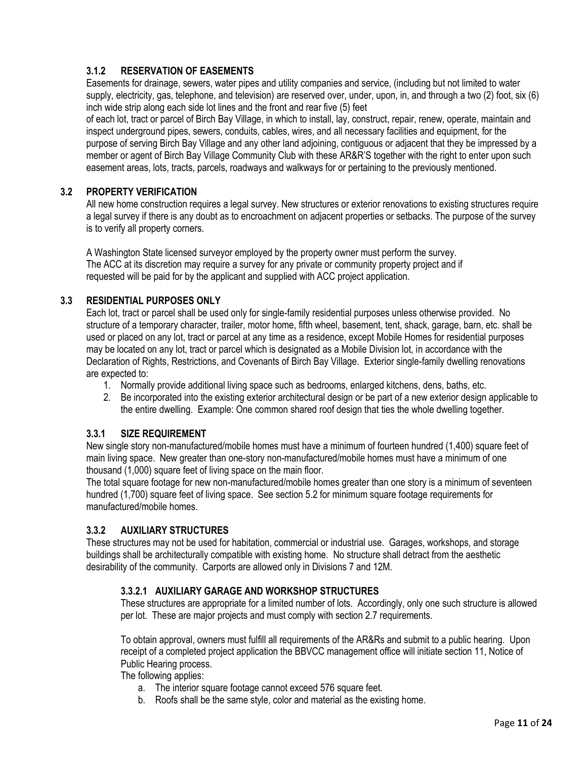### 3.1.2 RESERVATION OF EASEMENTS

Easements for drainage, sewers, water pipes and utility companies and service, (including but not limited to water supply, electricity, gas, telephone, and television) are reserved over, under, upon, in, and through a two (2) foot, six (6) inch wide strip along each side lot lines and the front and rear five (5) feet of each lot, tract or parcel of Birch Bay Village, in which to install, lay, construct, repair, renew, operate, maintain and inspect underground pipes, sewers, conduits, cables, wires, and all necessary facilities and equipment, for the purpose of serving Birch Bay Village and any other land adjoining, contiguous or adjacent that they be impressed by a member or agent of Birch Bay Village Community Club with these AR&R'S together with the right to enter upon such easement areas, lots, tracts, parcels, roadways and walkways for or pertaining to the previously mentioned.

## 3.2 PROPERTY VERIFICATION

All new home construction requires a legal survey. New structures or exterior renovations to existing structures require a legal survey if there is any doubt as to encroachment on adjacent properties or setbacks. The purpose of the survey is to verify all property corners.

A Washington State licensed surveyor employed by the property owner must perform the survey. The ACC at its discretion may require a survey for any private or community property project and if requested will be paid for by the applicant and supplied with ACC project application.

## 3.3 RESIDENTIAL PURPOSES ONLY

Each lot, tract or parcel shall be used only for single-family residential purposes unless otherwise provided. No structure of a temporary character, trailer, motor home, fifth wheel, basement, tent, shack, garage, barn, etc. shall be used or placed on any lot, tract or parcel at any time as a residence, except Mobile Homes for residential purposes may be located on any lot, tract or parcel which is designated as a Mobile Division lot, in accordance with the Declaration of Rights, Restrictions, and Covenants of Birch Bay Village. Exterior single-family dwelling renovations are expected to:

1. Normally provide additional living space such as bedrooms, enlarged kitchens, dens, baths, etc.
2. Be incorporated into the existing exterior architectural design or be part of a new exterior design applicable to the entire dwelling. Example: One common shared roof design that ties the whole dwelling together.

### 3.3.1 SIZE REQUIREMENT

New single story non-manufactured/mobile homes must have a minimum of fourteen hundred (1,400) square feet of main living space. New greater than one-story non-manufactured/mobile homes must have a minimum of one thousand (1,000) square feet of living space on the main floor.

The total square footage for new non-manufactured/mobile homes greater than one story is a minimum of seventeen hundred (1,700) square feet of living space. See section 5.2 for minimum square footage requirements for manufactured/mobile homes.

### 3.3.2 AUXILIARY STRUCTURES

These structures may not be used for habitation, commercial or industrial use. Garages, workshops, and storage buildings shall be architecturally compatible with existing home. No structure shall detract from the aesthetic desirability of the community. Carports are allowed only in Divisions 7 and 12M.

#### 3.3.2.1 AUXILIARY GARAGE AND WORKSHOP STRUCTURES

These structures are appropriate for a limited number of lots. Accordingly, only one such structure is allowed per lot. These are major projects and must comply with section 2.7 requirements.

To obtain approval, owners must fulfill all requirements of the AR&Rs and submit to a public hearing. Upon receipt of a completed project application the BBVCC management office will initiate section 11, Notice of Public Hearing process.

The following applies:

a. The interior square footage cannot exceed 576 square feet.
b. Roofs shall be the same style, color and material as the existing home.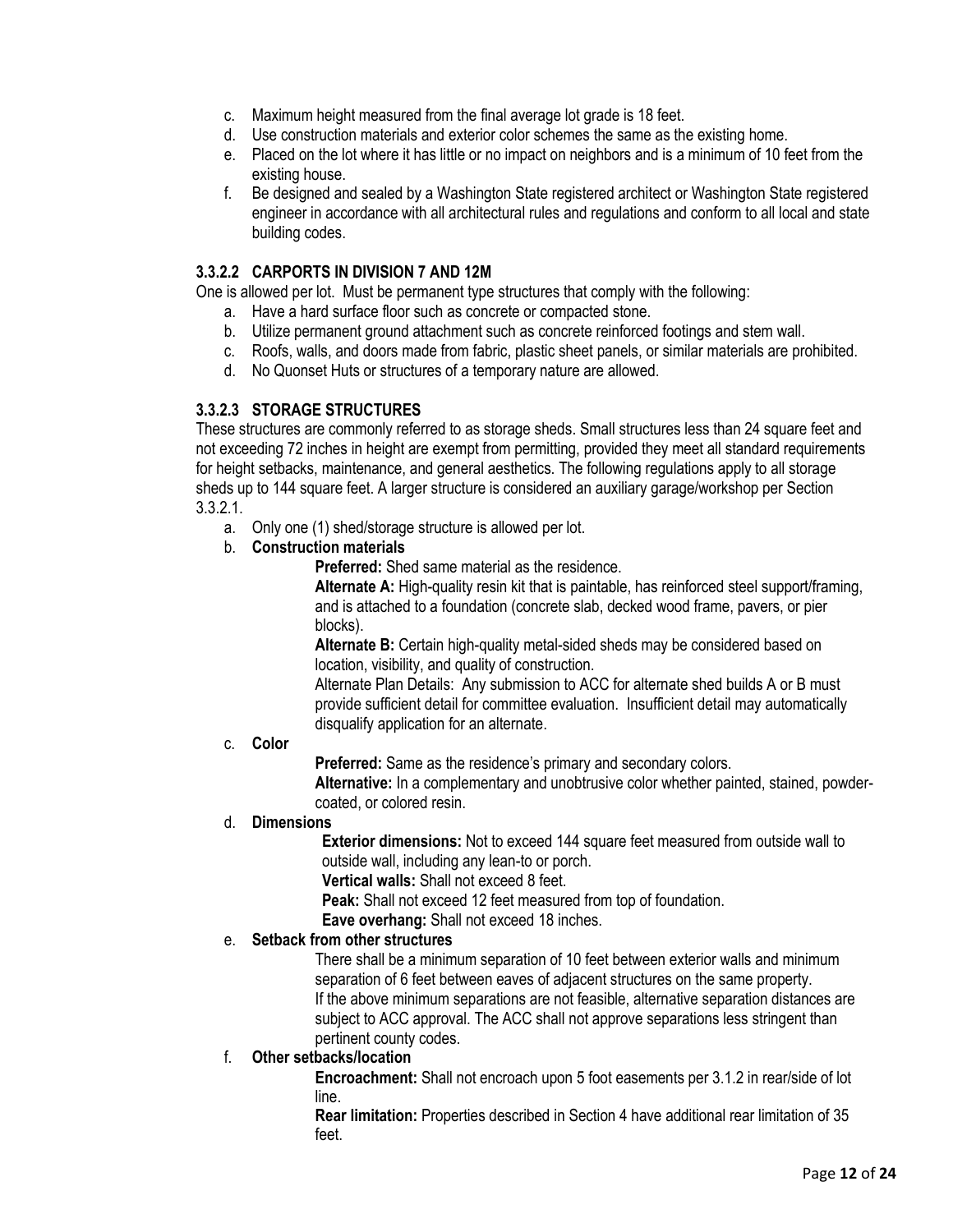c. Maximum height measured from the final average lot grade is 18 feet.
d. Use construction materials and exterior color schemes the same as the existing home.
e. Placed on the lot where it has little or no impact on neighbors and is a minimum of 10 feet from the existing house.
f. Be designed and sealed by a Washington State registered architect or Washington State registered engineer in accordance with all architectural rules and regulations and conform to all local and state building codes.

### 3.3.2.2 CARPORTS IN DIVISION 7 AND 12M

One is allowed per lot. Must be permanent type structures that comply with the following:

a. Have a hard surface floor such as concrete or compacted stone.
b. Utilize permanent ground attachment such as concrete reinforced footings and stem wall.
c. Roofs, walls, and doors made from fabric, plastic sheet panels, or similar materials are prohibited.
d. No Quonset Huts or structures of a temporary nature are allowed.

### 3.3.2.3 STORAGE STRUCTURES

These structures are commonly referred to as storage sheds. Small structures less than 24 square feet and not exceeding 72 inches in height are exempt from permitting, provided they meet all standard requirements for height setbacks, maintenance, and general aesthetics. The following regulations apply to all storage sheds up to 144 square feet. A larger structure is considered an auxiliary garage/workshop per Section 3.3.2.1.

a. Only one (1) shed/storage structure is allowed per lot.
b. **Construction materials**

   **Preferred:** Shed same material as the residence.

   **Alternate A:** High-quality resin kit that is paintable, has reinforced steel support/framing, and is attached to a foundation (concrete slab, decked wood frame, pavers, or pier blocks).

   **Alternate B:** Certain high-quality metal-sided sheds may be considered based on location, visibility, and quality of construction.

   Alternate Plan Details: Any submission to ACC for alternate shed builds A or B must provide sufficient detail for committee evaluation. Insufficient detail may automatically disqualify application for an alternate.

c. **Color**

   **Preferred:** Same as the residence's primary and secondary colors.

   **Alternative:** In a complementary and unobtrusive color whether painted, stained, powder-coated, or colored resin.

d. **Dimensions**

   **Exterior dimensions:** Not to exceed 144 square feet measured from outside wall to outside wall, including any lean-to or porch.

   **Vertical walls:** Shall not exceed 8 feet.

   **Peak:** Shall not exceed 12 feet measured from top of foundation.

   **Eave overhang:** Shall not exceed 18 inches.

e. **Setback from other structures**

   There shall be a minimum separation of 10 feet between exterior walls and minimum separation of 6 feet between eaves of adjacent structures on the same property. If the above minimum separations are not feasible, alternative separation distances are subject to ACC approval. The ACC shall not approve separations less stringent than pertinent county codes.

f. **Other setbacks/location**

   **Encroachment:** Shall not encroach upon 5 foot easements per 3.1.2 in rear/side of lot line.

   **Rear limitation:** Properties described in Section 4 have additional rear limitation of 35 feet.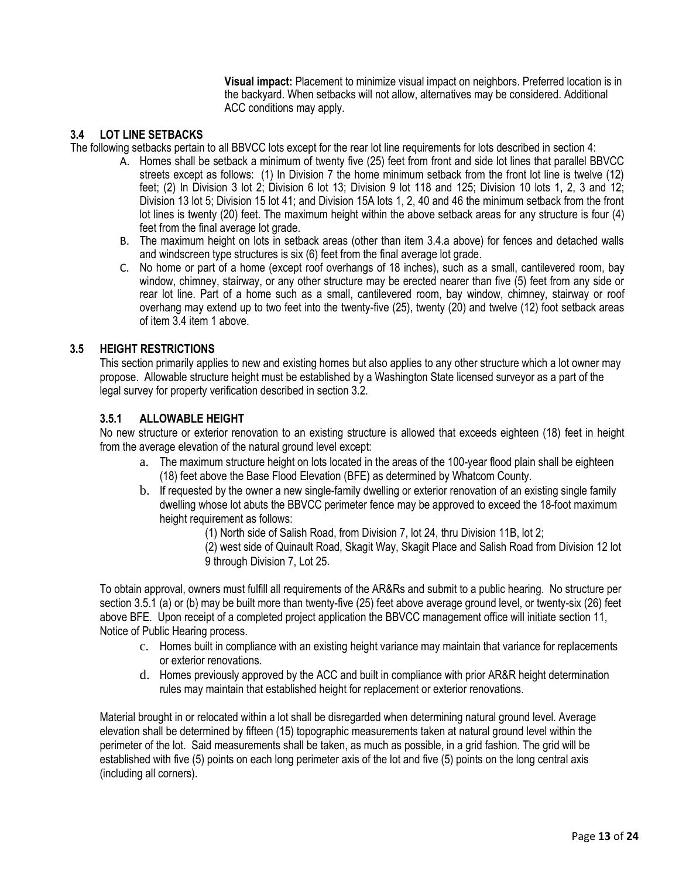**Visual impact:** Placement to minimize visual impact on neighbors. Preferred location is in the backyard. When setbacks will not allow, alternatives may be considered. Additional ACC conditions may apply.

### 3.4 LOT LINE SETBACKS

The following setbacks pertain to all BBVCC lots except for the rear lot line requirements for lots described in section 4:

A. Homes shall be setback a minimum of twenty five (25) feet from front and side lot lines that parallel BBVCC streets except as follows: (1) In Division 7 the home minimum setback from the front lot line is twelve (12) feet; (2) In Division 3 lot 2; Division 6 lot 13; Division 9 lot 118 and 125; Division 10 lots 1, 2, 3 and 12; Division 13 lot 5; Division 15 lot 41; and Division 15A lots 1, 2, 40 and 46 the minimum setback from the front lot lines is twenty (20) feet. The maximum height within the above setback areas for any structure is four (4) feet from the final average lot grade.

B. The maximum height on lots in setback areas (other than item 3.4.a above) for fences and detached walls and windscreen type structures is six (6) feet from the final average lot grade.

C. No home or part of a home (except roof overhangs of 18 inches), such as a small, cantilevered room, bay window, chimney, stairway, or any other structure may be erected nearer than five (5) feet from any side or rear lot line. Part of a home such as a small, cantilevered room, bay window, chimney, stairway or roof overhang may extend up to two feet into the twenty-five (25), twenty (20) and twelve (12) foot setback areas of item 3.4 item 1 above.

### 3.5 HEIGHT RESTRICTIONS

This section primarily applies to new and existing homes but also applies to any other structure which a lot owner may propose. Allowable structure height must be established by a Washington State licensed surveyor as a part of the legal survey for property verification described in section 3.2.

#### 3.5.1 ALLOWABLE HEIGHT

No new structure or exterior renovation to an existing structure is allowed that exceeds eighteen (18) feet in height from the average elevation of the natural ground level except:

a. The maximum structure height on lots located in the areas of the 100-year flood plain shall be eighteen (18) feet above the Base Flood Elevation (BFE) as determined by Whatcom County.

b. If requested by the owner a new single-family dwelling or exterior renovation of an existing single family dwelling whose lot abuts the BBVCC perimeter fence may be approved to exceed the 18-foot maximum height requirement as follows:

   (1) North side of Salish Road, from Division 7, lot 24, thru Division 11B, lot 2;

   (2) west side of Quinault Road, Skagit Way, Skagit Place and Salish Road from Division 12 lot 9 through Division 7, Lot 25.

To obtain approval, owners must fulfill all requirements of the AR&Rs and submit to a public hearing. No structure per section 3.5.1 (a) or (b) may be built more than twenty-five (25) feet above average ground level, or twenty-six (26) feet above BFE. Upon receipt of a completed project application the BBVCC management office will initiate section 11, Notice of Public Hearing process.

c. Homes built in compliance with an existing height variance may maintain that variance for replacements or exterior renovations.

d. Homes previously approved by the ACC and built in compliance with prior AR&R height determination rules may maintain that established height for replacement or exterior renovations.

Material brought in or relocated within a lot shall be disregarded when determining natural ground level. Average elevation shall be determined by fifteen (15) topographic measurements taken at natural ground level within the perimeter of the lot. Said measurements shall be taken, as much as possible, in a grid fashion. The grid will be established with five (5) points on each long perimeter axis of the lot and five (5) points on the long central axis (including all corners).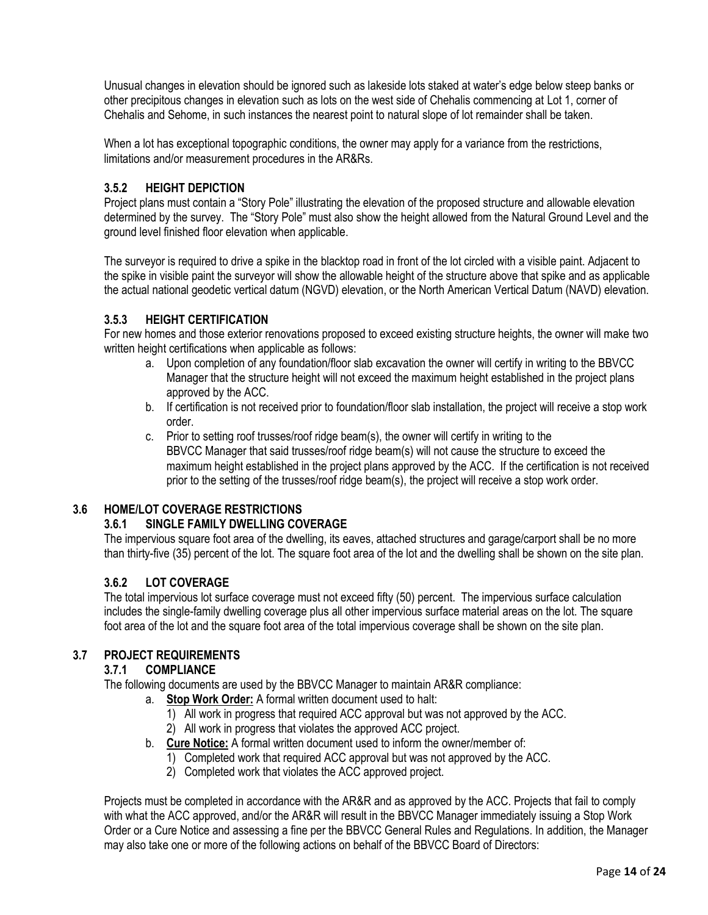Unusual changes in elevation should be ignored such as lakeside lots staked at water's edge below steep banks or other precipitous changes in elevation such as lots on the west side of Chehalis commencing at Lot 1, corner of Chehalis and Sehome, in such instances the nearest point to natural slope of lot remainder shall be taken.

When a lot has exceptional topographic conditions, the owner may apply for a variance from the restrictions, limitations and/or measurement procedures in the AR&Rs.

#### 3.5.2 HEIGHT DEPICTION

Project plans must contain a "Story Pole" illustrating the elevation of the proposed structure and allowable elevation determined by the survey. The "Story Pole" must also show the height allowed from the Natural Ground Level and the ground level finished floor elevation when applicable.

The surveyor is required to drive a spike in the blacktop road in front of the lot circled with a visible paint. Adjacent to the spike in visible paint the surveyor will show the allowable height of the structure above that spike and as applicable the actual national geodetic vertical datum (NGVD) elevation, or the North American Vertical Datum (NAVD) elevation.

#### 3.5.3 HEIGHT CERTIFICATION

For new homes and those exterior renovations proposed to exceed existing structure heights, the owner will make two written height certifications when applicable as follows:

a. Upon completion of any foundation/floor slab excavation the owner will certify in writing to the BBVCC Manager that the structure height will not exceed the maximum height established in the project plans approved by the ACC.
b. If certification is not received prior to foundation/floor slab installation, the project will receive a stop work order.
c. Prior to setting roof trusses/roof ridge beam(s), the owner will certify in writing to the BBVCC Manager that said trusses/roof ridge beam(s) will not cause the structure to exceed the maximum height established in the project plans approved by the ACC. If the certification is not received prior to the setting of the trusses/roof ridge beam(s), the project will receive a stop work order.

### 3.6 HOME/LOT COVERAGE RESTRICTIONS

#### 3.6.1 SINGLE FAMILY DWELLING COVERAGE

The impervious square foot area of the dwelling, its eaves, attached structures and garage/carport shall be no more than thirty-five (35) percent of the lot. The square foot area of the lot and the dwelling shall be shown on the site plan.

#### 3.6.2 LOT COVERAGE

The total impervious lot surface coverage must not exceed fifty (50) percent. The impervious surface calculation includes the single-family dwelling coverage plus all other impervious surface material areas on the lot. The square foot area of the lot and the square foot area of the total impervious coverage shall be shown on the site plan.

### 3.7 PROJECT REQUIREMENTS

#### 3.7.1 COMPLIANCE

The following documents are used by the BBVCC Manager to maintain AR&R compliance:

a. **Stop Work Order:** A formal written document used to halt:
   1) All work in progress that required ACC approval but was not approved by the ACC.
   2) All work in progress that violates the approved ACC project.
b. **Cure Notice:** A formal written document used to inform the owner/member of:
   1) Completed work that required ACC approval but was not approved by the ACC.
   2) Completed work that violates the ACC approved project.

Projects must be completed in accordance with the AR&R and as approved by the ACC. Projects that fail to comply with what the ACC approved, and/or the AR&R will result in the BBVCC Manager immediately issuing a Stop Work Order or a Cure Notice and assessing a fine per the BBVCC General Rules and Regulations. In addition, the Manager may also take one or more of the following actions on behalf of the BBVCC Board of Directors: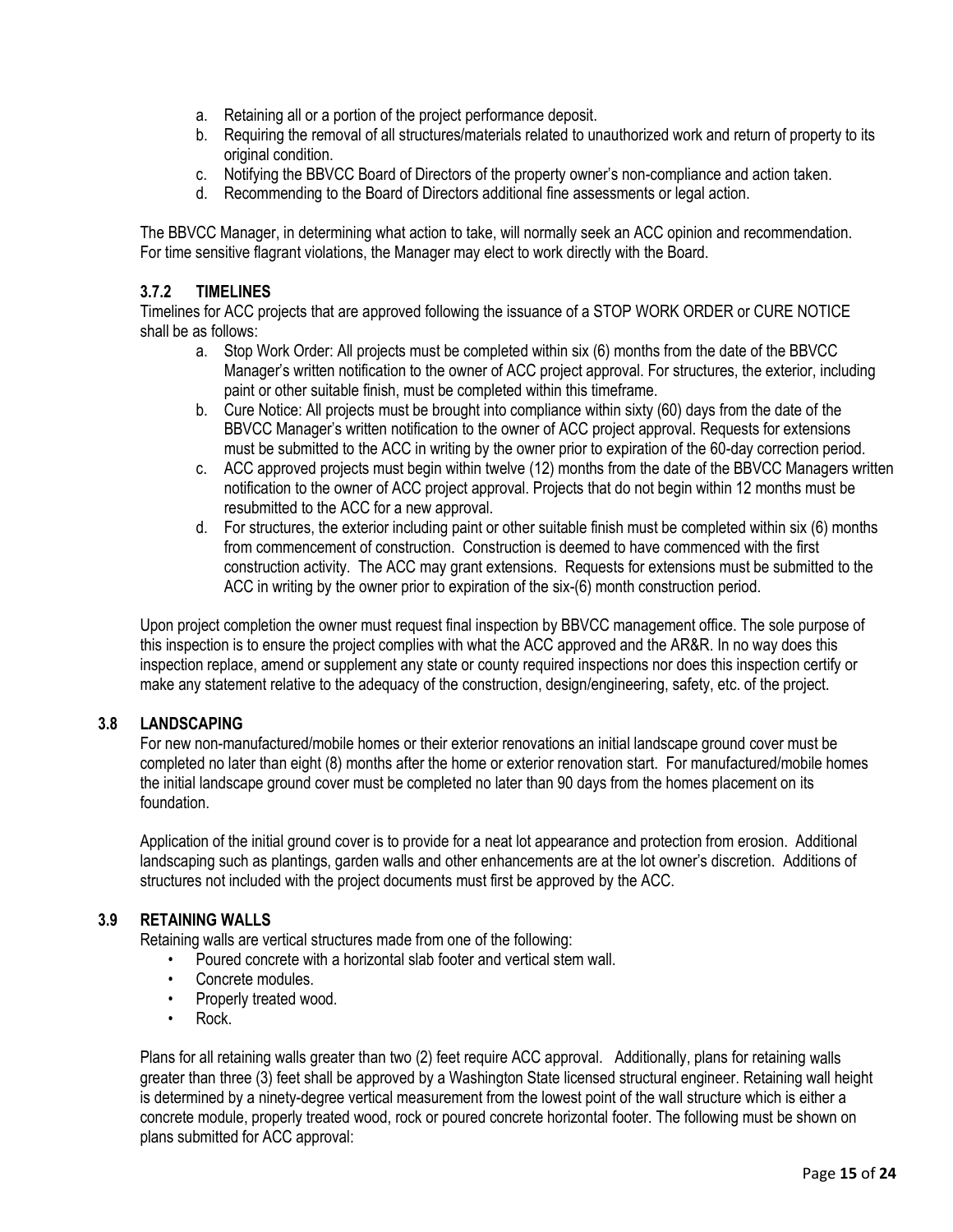a. Retaining all or a portion of the project performance deposit.
b. Requiring the removal of all structures/materials related to unauthorized work and return of property to its original condition.
c. Notifying the BBVCC Board of Directors of the property owner's non-compliance and action taken.
d. Recommending to the Board of Directors additional fine assessments or legal action.

The BBVCC Manager, in determining what action to take, will normally seek an ACC opinion and recommendation. For time sensitive flagrant violations, the Manager may elect to work directly with the Board.

### 3.7.2 TIMELINES

Timelines for ACC projects that are approved following the issuance of a STOP WORK ORDER or CURE NOTICE shall be as follows:

a. Stop Work Order: All projects must be completed within six (6) months from the date of the BBVCC Manager's written notification to the owner of ACC project approval. For structures, the exterior, including paint or other suitable finish, must be completed within this timeframe.
b. Cure Notice: All projects must be brought into compliance within sixty (60) days from the date of the BBVCC Manager's written notification to the owner of ACC project approval. Requests for extensions must be submitted to the ACC in writing by the owner prior to expiration of the 60-day correction period.
c. ACC approved projects must begin within twelve (12) months from the date of the BBVCC Managers written notification to the owner of ACC project approval. Projects that do not begin within 12 months must be resubmitted to the ACC for a new approval.
d. For structures, the exterior including paint or other suitable finish must be completed within six (6) months from commencement of construction. Construction is deemed to have commenced with the first construction activity. The ACC may grant extensions. Requests for extensions must be submitted to the ACC in writing by the owner prior to expiration of the six-(6) month construction period.

Upon project completion the owner must request final inspection by BBVCC management office. The sole purpose of this inspection is to ensure the project complies with what the ACC approved and the AR&R. In no way does this inspection replace, amend or supplement any state or county required inspections nor does this inspection certify or make any statement relative to the adequacy of the construction, design/engineering, safety, etc. of the project.

## 3.8 LANDSCAPING

For new non-manufactured/mobile homes or their exterior renovations an initial landscape ground cover must be completed no later than eight (8) months after the home or exterior renovation start. For manufactured/mobile homes the initial landscape ground cover must be completed no later than 90 days from the homes placement on its foundation.

Application of the initial ground cover is to provide for a neat lot appearance and protection from erosion. Additional landscaping such as plantings, garden walls and other enhancements are at the lot owner's discretion. Additions of structures not included with the project documents must first be approved by the ACC.

## 3.9 RETAINING WALLS

Retaining walls are vertical structures made from one of the following:

- Poured concrete with a horizontal slab footer and vertical stem wall.
- Concrete modules.
- Properly treated wood.
- Rock.

Plans for all retaining walls greater than two (2) feet require ACC approval. Additionally, plans for retaining walls greater than three (3) feet shall be approved by a Washington State licensed structural engineer. Retaining wall height is determined by a ninety-degree vertical measurement from the lowest point of the wall structure which is either a concrete module, properly treated wood, rock or poured concrete horizontal footer. The following must be shown on plans submitted for ACC approval: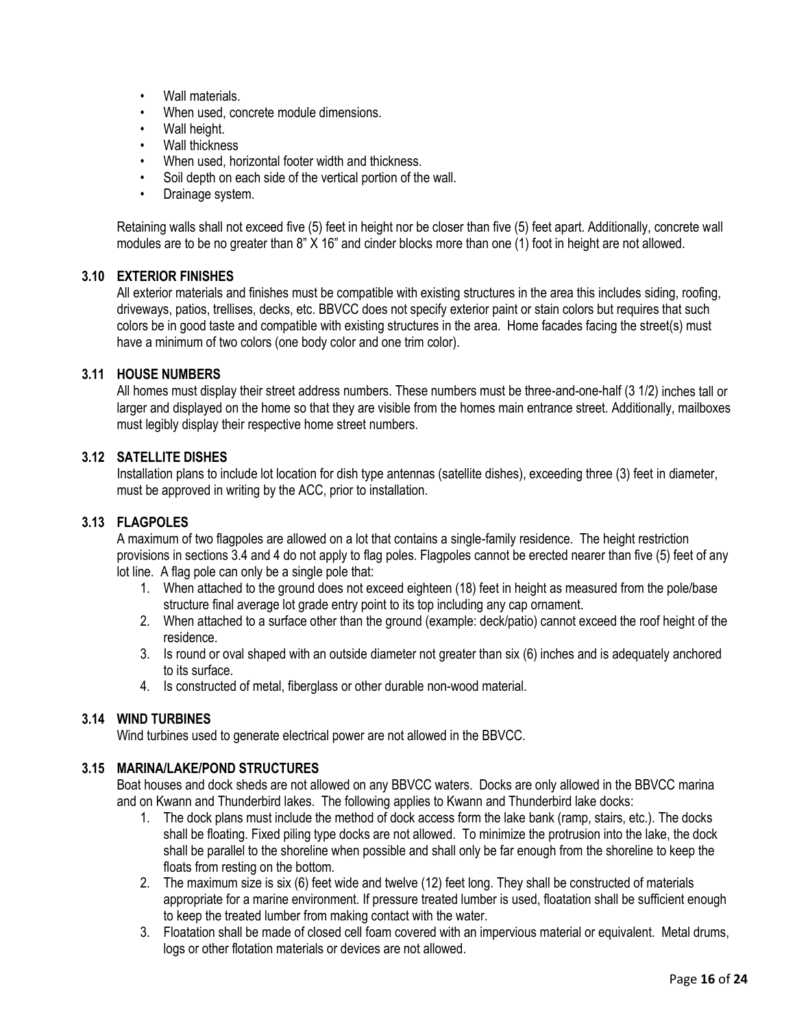- Wall materials.
- When used, concrete module dimensions.
- Wall height.
- Wall thickness
- When used, horizontal footer width and thickness.
- Soil depth on each side of the vertical portion of the wall.
- Drainage system.

Retaining walls shall not exceed five (5) feet in height nor be closer than five (5) feet apart. Additionally, concrete wall modules are to be no greater than 8" X 16" and cinder blocks more than one (1) foot in height are not allowed.

### 3.10 EXTERIOR FINISHES

All exterior materials and finishes must be compatible with existing structures in the area this includes siding, roofing, driveways, patios, trellises, decks, etc. BBVCC does not specify exterior paint or stain colors but requires that such colors be in good taste and compatible with existing structures in the area. Home facades facing the street(s) must have a minimum of two colors (one body color and one trim color).

### 3.11 HOUSE NUMBERS

All homes must display their street address numbers. These numbers must be three-and-one-half (3 1/2) inches tall or larger and displayed on the home so that they are visible from the homes main entrance street. Additionally, mailboxes must legibly display their respective home street numbers.

### 3.12 SATELLITE DISHES

Installation plans to include lot location for dish type antennas (satellite dishes), exceeding three (3) feet in diameter, must be approved in writing by the ACC, prior to installation.

### 3.13 FLAGPOLES

A maximum of two flagpoles are allowed on a lot that contains a single-family residence. The height restriction provisions in sections 3.4 and 4 do not apply to flag poles. Flagpoles cannot be erected nearer than five (5) feet of any lot line. A flag pole can only be a single pole that:

1. When attached to the ground does not exceed eighteen (18) feet in height as measured from the pole/base structure final average lot grade entry point to its top including any cap ornament.
2. When attached to a surface other than the ground (example: deck/patio) cannot exceed the roof height of the residence.
3. Is round or oval shaped with an outside diameter not greater than six (6) inches and is adequately anchored to its surface.
4. Is constructed of metal, fiberglass or other durable non-wood material.

### 3.14 WIND TURBINES

Wind turbines used to generate electrical power are not allowed in the BBVCC.

### 3.15 MARINA/LAKE/POND STRUCTURES

Boat houses and dock sheds are not allowed on any BBVCC waters. Docks are only allowed in the BBVCC marina and on Kwann and Thunderbird lakes. The following applies to Kwann and Thunderbird lake docks:

1. The dock plans must include the method of dock access form the lake bank (ramp, stairs, etc.). The docks shall be floating. Fixed piling type docks are not allowed. To minimize the protrusion into the lake, the dock shall be parallel to the shoreline when possible and shall only be far enough from the shoreline to keep the floats from resting on the bottom.
2. The maximum size is six (6) feet wide and twelve (12) feet long. They shall be constructed of materials appropriate for a marine environment. If pressure treated lumber is used, floatation shall be sufficient enough to keep the treated lumber from making contact with the water.
3. Floatation shall be made of closed cell foam covered with an impervious material or equivalent. Metal drums, logs or other flotation materials or devices are not allowed.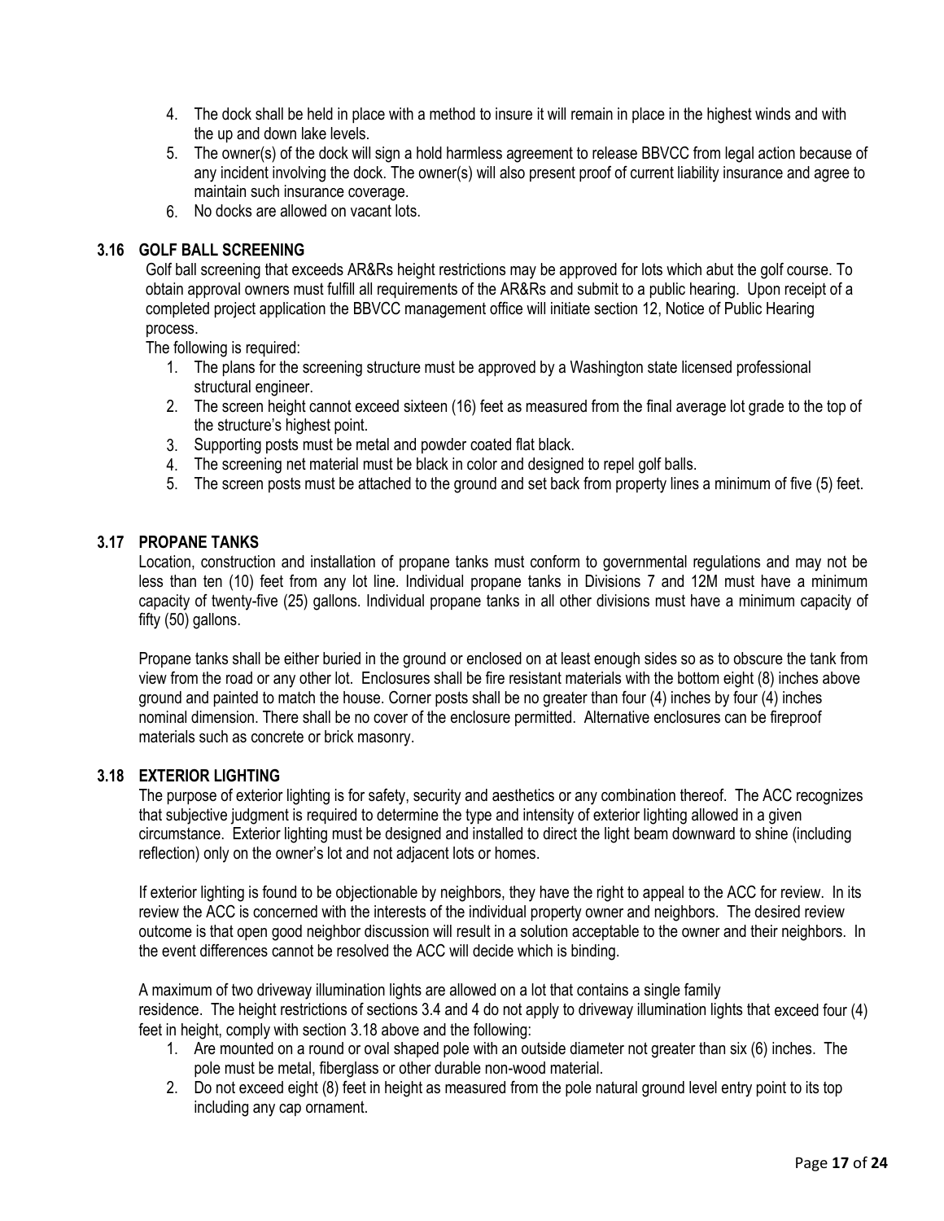4. The dock shall be held in place with a method to insure it will remain in place in the highest winds and with the up and down lake levels.
5. The owner(s) of the dock will sign a hold harmless agreement to release BBVCC from legal action because of any incident involving the dock. The owner(s) will also present proof of current liability insurance and agree to maintain such insurance coverage.
6. No docks are allowed on vacant lots.

### 3.16 GOLF BALL SCREENING

Golf ball screening that exceeds AR&Rs height restrictions may be approved for lots which abut the golf course. To obtain approval owners must fulfill all requirements of the AR&Rs and submit to a public hearing. Upon receipt of a completed project application the BBVCC management office will initiate section 12, Notice of Public Hearing process.

The following is required:

1. The plans for the screening structure must be approved by a Washington state licensed professional structural engineer.
2. The screen height cannot exceed sixteen (16) feet as measured from the final average lot grade to the top of the structure's highest point.
3. Supporting posts must be metal and powder coated flat black.
4. The screening net material must be black in color and designed to repel golf balls.
5. The screen posts must be attached to the ground and set back from property lines a minimum of five (5) feet.

### 3.17 PROPANE TANKS

Location, construction and installation of propane tanks must conform to governmental regulations and may not be less than ten (10) feet from any lot line. Individual propane tanks in Divisions 7 and 12M must have a minimum capacity of twenty-five (25) gallons. Individual propane tanks in all other divisions must have a minimum capacity of fifty (50) gallons.

Propane tanks shall be either buried in the ground or enclosed on at least enough sides so as to obscure the tank from view from the road or any other lot. Enclosures shall be fire resistant materials with the bottom eight (8) inches above ground and painted to match the house. Corner posts shall be no greater than four (4) inches by four (4) inches nominal dimension. There shall be no cover of the enclosure permitted. Alternative enclosures can be fireproof materials such as concrete or brick masonry.

### 3.18 EXTERIOR LIGHTING

The purpose of exterior lighting is for safety, security and aesthetics or any combination thereof. The ACC recognizes that subjective judgment is required to determine the type and intensity of exterior lighting allowed in a given circumstance. Exterior lighting must be designed and installed to direct the light beam downward to shine (including reflection) only on the owner's lot and not adjacent lots or homes.

If exterior lighting is found to be objectionable by neighbors, they have the right to appeal to the ACC for review. In its review the ACC is concerned with the interests of the individual property owner and neighbors. The desired review outcome is that open good neighbor discussion will result in a solution acceptable to the owner and their neighbors. In the event differences cannot be resolved the ACC will decide which is binding.

A maximum of two driveway illumination lights are allowed on a lot that contains a single family residence. The height restrictions of sections 3.4 and 4 do not apply to driveway illumination lights that exceed four (4) feet in height, comply with section 3.18 above and the following:

1. Are mounted on a round or oval shaped pole with an outside diameter not greater than six (6) inches. The pole must be metal, fiberglass or other durable non-wood material.
2. Do not exceed eight (8) feet in height as measured from the pole natural ground level entry point to its top including any cap ornament.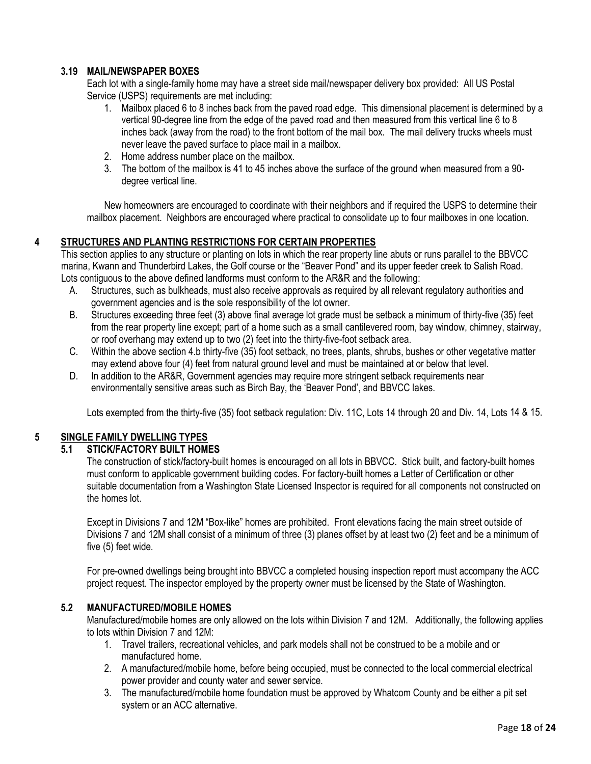### 3.19 MAIL/NEWSPAPER BOXES

Each lot with a single-family home may have a street side mail/newspaper delivery box provided: All US Postal Service (USPS) requirements are met including:

1. Mailbox placed 6 to 8 inches back from the paved road edge. This dimensional placement is determined by a vertical 90-degree line from the edge of the paved road and then measured from this vertical line 6 to 8 inches back (away from the road) to the front bottom of the mail box. The mail delivery trucks wheels must never leave the paved surface to place mail in a mailbox.
2. Home address number place on the mailbox.
3. The bottom of the mailbox is 41 to 45 inches above the surface of the ground when measured from a 90-degree vertical line.

New homeowners are encouraged to coordinate with their neighbors and if required the USPS to determine their mailbox placement. Neighbors are encouraged where practical to consolidate up to four mailboxes in one location.

## 4 STRUCTURES AND PLANTING RESTRICTIONS FOR CERTAIN PROPERTIES

This section applies to any structure or planting on lots in which the rear property line abuts or runs parallel to the BBVCC marina, Kwann and Thunderbird Lakes, the Golf course or the "Beaver Pond" and its upper feeder creek to Salish Road. Lots contiguous to the above defined landforms must conform to the AR&R and the following:

A. Structures, such as bulkheads, must also receive approvals as required by all relevant regulatory authorities and government agencies and is the sole responsibility of the lot owner.

B. Structures exceeding three feet (3) above final average lot grade must be setback a minimum of thirty-five (35) feet from the rear property line except; part of a home such as a small cantilevered room, bay window, chimney, stairway, or roof overhang may extend up to two (2) feet into the thirty-five-foot setback area.

C. Within the above section 4.b thirty-five (35) foot setback, no trees, plants, shrubs, bushes or other vegetative matter may extend above four (4) feet from natural ground level and must be maintained at or below that level.

D. In addition to the AR&R, Government agencies may require more stringent setback requirements near environmentally sensitive areas such as Birch Bay, the 'Beaver Pond', and BBVCC lakes.

Lots exempted from the thirty-five (35) foot setback regulation: Div. 11C, Lots 14 through 20 and Div. 14, Lots 14 & 15.

## 5 SINGLE FAMILY DWELLING TYPES

### 5.1 STICK/FACTORY BUILT HOMES

The construction of stick/factory-built homes is encouraged on all lots in BBVCC. Stick built, and factory-built homes must conform to applicable government building codes. For factory-built homes a Letter of Certification or other suitable documentation from a Washington State Licensed Inspector is required for all components not constructed on the homes lot.

Except in Divisions 7 and 12M "Box-like" homes are prohibited. Front elevations facing the main street outside of Divisions 7 and 12M shall consist of a minimum of three (3) planes offset by at least two (2) feet and be a minimum of five (5) feet wide.

For pre-owned dwellings being brought into BBVCC a completed housing inspection report must accompany the ACC project request. The inspector employed by the property owner must be licensed by the State of Washington.

### 5.2 MANUFACTURED/MOBILE HOMES

Manufactured/mobile homes are only allowed on the lots within Division 7 and 12M. Additionally, the following applies to lots within Division 7 and 12M:

1. Travel trailers, recreational vehicles, and park models shall not be construed to be a mobile and or manufactured home.
2. A manufactured/mobile home, before being occupied, must be connected to the local commercial electrical power provider and county water and sewer service.
3. The manufactured/mobile home foundation must be approved by Whatcom County and be either a pit set system or an ACC alternative.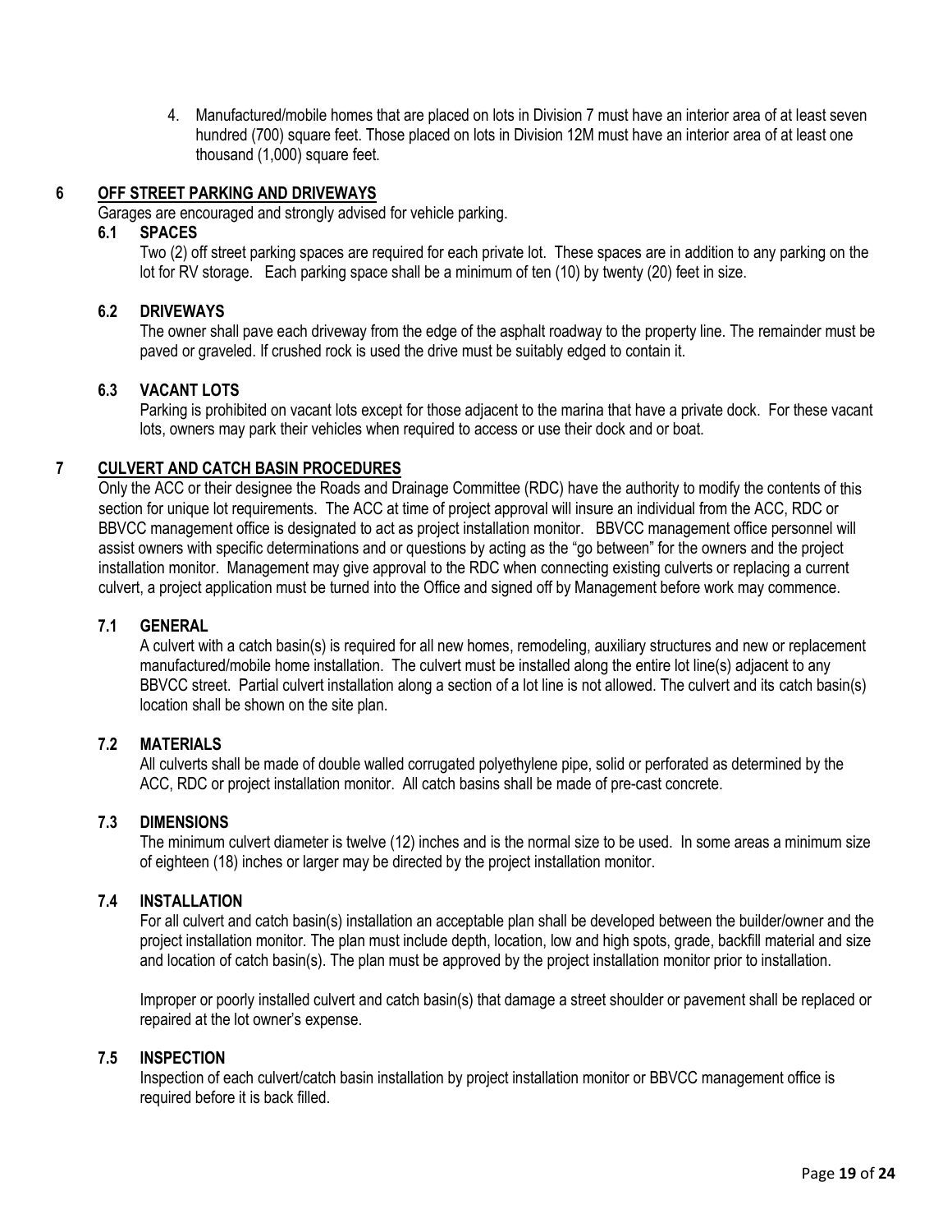4. Manufactured/mobile homes that are placed on lots in Division 7 must have an interior area of at least seven hundred (700) square feet. Those placed on lots in Division 12M must have an interior area of at least one thousand (1,000) square feet.

## 6 OFF STREET PARKING AND DRIVEWAYS

Garages are encouraged and strongly advised for vehicle parking.

### 6.1 SPACES

Two (2) off street parking spaces are required for each private lot. These spaces are in addition to any parking on the lot for RV storage. Each parking space shall be a minimum of ten (10) by twenty (20) feet in size.

### 6.2 DRIVEWAYS

The owner shall pave each driveway from the edge of the asphalt roadway to the property line. The remainder must be paved or graveled. If crushed rock is used the drive must be suitably edged to contain it.

### 6.3 VACANT LOTS

Parking is prohibited on vacant lots except for those adjacent to the marina that have a private dock. For these vacant lots, owners may park their vehicles when required to access or use their dock and or boat.

## 7 CULVERT AND CATCH BASIN PROCEDURES

Only the ACC or their designee the Roads and Drainage Committee (RDC) have the authority to modify the contents of this section for unique lot requirements. The ACC at time of project approval will insure an individual from the ACC, RDC or BBVCC management office is designated to act as project installation monitor. BBVCC management office personnel will assist owners with specific determinations and or questions by acting as the "go between" for the owners and the project installation monitor. Management may give approval to the RDC when connecting existing culverts or replacing a current culvert, a project application must be turned into the Office and signed off by Management before work may commence.

### 7.1 GENERAL

A culvert with a catch basin(s) is required for all new homes, remodeling, auxiliary structures and new or replacement manufactured/mobile home installation. The culvert must be installed along the entire lot line(s) adjacent to any BBVCC street. Partial culvert installation along a section of a lot line is not allowed. The culvert and its catch basin(s) location shall be shown on the site plan.

### 7.2 MATERIALS

All culverts shall be made of double walled corrugated polyethylene pipe, solid or perforated as determined by the ACC, RDC or project installation monitor. All catch basins shall be made of pre-cast concrete.

### 7.3 DIMENSIONS

The minimum culvert diameter is twelve (12) inches and is the normal size to be used. In some areas a minimum size of eighteen (18) inches or larger may be directed by the project installation monitor.

### 7.4 INSTALLATION

For all culvert and catch basin(s) installation an acceptable plan shall be developed between the builder/owner and the project installation monitor. The plan must include depth, location, low and high spots, grade, backfill material and size and location of catch basin(s). The plan must be approved by the project installation monitor prior to installation.

Improper or poorly installed culvert and catch basin(s) that damage a street shoulder or pavement shall be replaced or repaired at the lot owner's expense.

### 7.5 INSPECTION

Inspection of each culvert/catch basin installation by project installation monitor or BBVCC management office is required before it is back filled.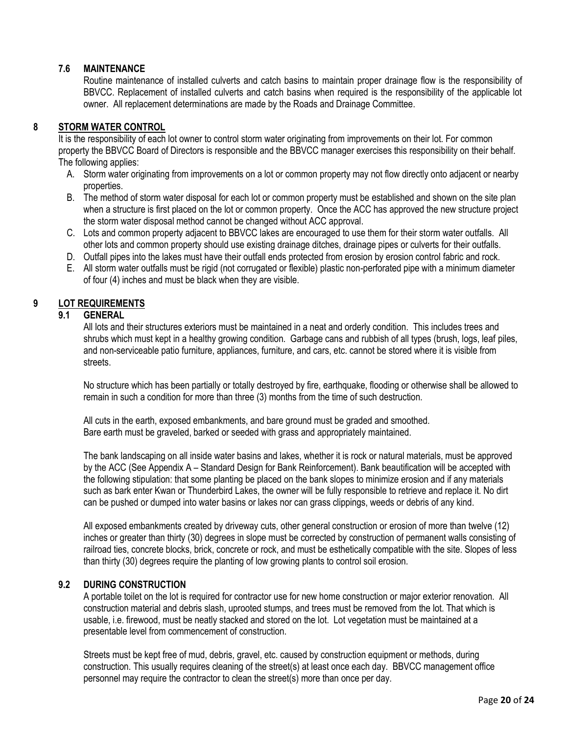### 7.6 MAINTENANCE

Routine maintenance of installed culverts and catch basins to maintain proper drainage flow is the responsibility of BBVCC. Replacement of installed culverts and catch basins when required is the responsibility of the applicable lot owner. All replacement determinations are made by the Roads and Drainage Committee.

## 8 STORM WATER CONTROL

It is the responsibility of each lot owner to control storm water originating from improvements on their lot. For common property the BBVCC Board of Directors is responsible and the BBVCC manager exercises this responsibility on their behalf. The following applies:

A. Storm water originating from improvements on a lot or common property may not flow directly onto adjacent or nearby properties.
B. The method of storm water disposal for each lot or common property must be established and shown on the site plan when a structure is first placed on the lot or common property. Once the ACC has approved the new structure project the storm water disposal method cannot be changed without ACC approval.
C. Lots and common property adjacent to BBVCC lakes are encouraged to use them for their storm water outfalls. All other lots and common property should use existing drainage ditches, drainage pipes or culverts for their outfalls.
D. Outfall pipes into the lakes must have their outfall ends protected from erosion by erosion control fabric and rock.
E. All storm water outfalls must be rigid (not corrugated or flexible) plastic non-perforated pipe with a minimum diameter of four (4) inches and must be black when they are visible.

## 9 LOT REQUIREMENTS

### 9.1 GENERAL

All lots and their structures exteriors must be maintained in a neat and orderly condition. This includes trees and shrubs which must kept in a healthy growing condition. Garbage cans and rubbish of all types (brush, logs, leaf piles, and non-serviceable patio furniture, appliances, furniture, and cars, etc. cannot be stored where it is visible from streets.

No structure which has been partially or totally destroyed by fire, earthquake, flooding or otherwise shall be allowed to remain in such a condition for more than three (3) months from the time of such destruction.

All cuts in the earth, exposed embankments, and bare ground must be graded and smoothed.
Bare earth must be graveled, barked or seeded with grass and appropriately maintained.

The bank landscaping on all inside water basins and lakes, whether it is rock or natural materials, must be approved by the ACC (See Appendix A – Standard Design for Bank Reinforcement). Bank beautification will be accepted with the following stipulation: that some planting be placed on the bank slopes to minimize erosion and if any materials such as bark enter Kwan or Thunderbird Lakes, the owner will be fully responsible to retrieve and replace it. No dirt can be pushed or dumped into water basins or lakes nor can grass clippings, weeds or debris of any kind.

All exposed embankments created by driveway cuts, other general construction or erosion of more than twelve (12) inches or greater than thirty (30) degrees in slope must be corrected by construction of permanent walls consisting of railroad ties, concrete blocks, brick, concrete or rock, and must be esthetically compatible with the site. Slopes of less than thirty (30) degrees require the planting of low growing plants to control soil erosion.

### 9.2 DURING CONSTRUCTION

A portable toilet on the lot is required for contractor use for new home construction or major exterior renovation. All construction material and debris slash, uprooted stumps, and trees must be removed from the lot. That which is usable, i.e. firewood, must be neatly stacked and stored on the lot. Lot vegetation must be maintained at a presentable level from commencement of construction.

Streets must be kept free of mud, debris, gravel, etc. caused by construction equipment or methods, during construction. This usually requires cleaning of the street(s) at least once each day. BBVCC management office personnel may require the contractor to clean the street(s) more than once per day.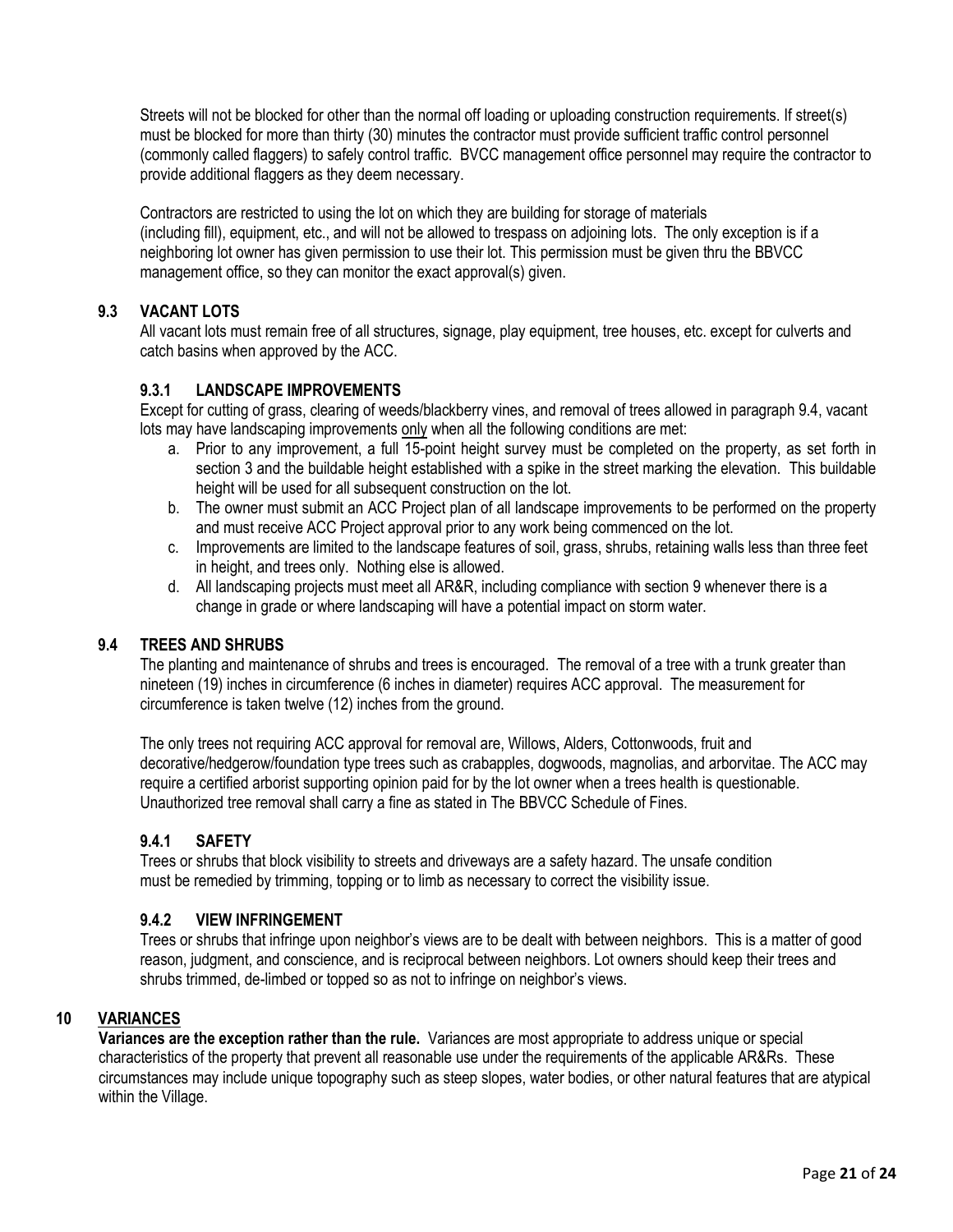Streets will not be blocked for other than the normal off loading or uploading construction requirements. If street(s) must be blocked for more than thirty (30) minutes the contractor must provide sufficient traffic control personnel (commonly called flaggers) to safely control traffic. BVCC management office personnel may require the contractor to provide additional flaggers as they deem necessary.

Contractors are restricted to using the lot on which they are building for storage of materials (including fill), equipment, etc., and will not be allowed to trespass on adjoining lots. The only exception is if a neighboring lot owner has given permission to use their lot. This permission must be given thru the BBVCC management office, so they can monitor the exact approval(s) given.

### 9.3 VACANT LOTS

All vacant lots must remain free of all structures, signage, play equipment, tree houses, etc. except for culverts and catch basins when approved by the ACC.

#### 9.3.1 LANDSCAPE IMPROVEMENTS

Except for cutting of grass, clearing of weeds/blackberry vines, and removal of trees allowed in paragraph 9.4, vacant lots may have landscaping improvements only when all the following conditions are met:

a. Prior to any improvement, a full 15-point height survey must be completed on the property, as set forth in section 3 and the buildable height established with a spike in the street marking the elevation. This buildable height will be used for all subsequent construction on the lot.
b. The owner must submit an ACC Project plan of all landscape improvements to be performed on the property and must receive ACC Project approval prior to any work being commenced on the lot.
c. Improvements are limited to the landscape features of soil, grass, shrubs, retaining walls less than three feet in height, and trees only. Nothing else is allowed.
d. All landscaping projects must meet all AR&R, including compliance with section 9 whenever there is a change in grade or where landscaping will have a potential impact on storm water.

### 9.4 TREES AND SHRUBS

The planting and maintenance of shrubs and trees is encouraged. The removal of a tree with a trunk greater than nineteen (19) inches in circumference (6 inches in diameter) requires ACC approval. The measurement for circumference is taken twelve (12) inches from the ground.

The only trees not requiring ACC approval for removal are, Willows, Alders, Cottonwoods, fruit and decorative/hedgerow/foundation type trees such as crabapples, dogwoods, magnolias, and arborvitae. The ACC may require a certified arborist supporting opinion paid for by the lot owner when a trees health is questionable. Unauthorized tree removal shall carry a fine as stated in The BBVCC Schedule of Fines.

#### 9.4.1 SAFETY

Trees or shrubs that block visibility to streets and driveways are a safety hazard. The unsafe condition must be remedied by trimming, topping or to limb as necessary to correct the visibility issue.

#### 9.4.2 VIEW INFRINGEMENT

Trees or shrubs that infringe upon neighbor's views are to be dealt with between neighbors. This is a matter of good reason, judgment, and conscience, and is reciprocal between neighbors. Lot owners should keep their trees and shrubs trimmed, de-limbed or topped so as not to infringe on neighbor's views.

## 10 VARIANCES

**Variances are the exception rather than the rule.** Variances are most appropriate to address unique or special characteristics of the property that prevent all reasonable use under the requirements of the applicable AR&Rs. These circumstances may include unique topography such as steep slopes, water bodies, or other natural features that are atypical within the Village.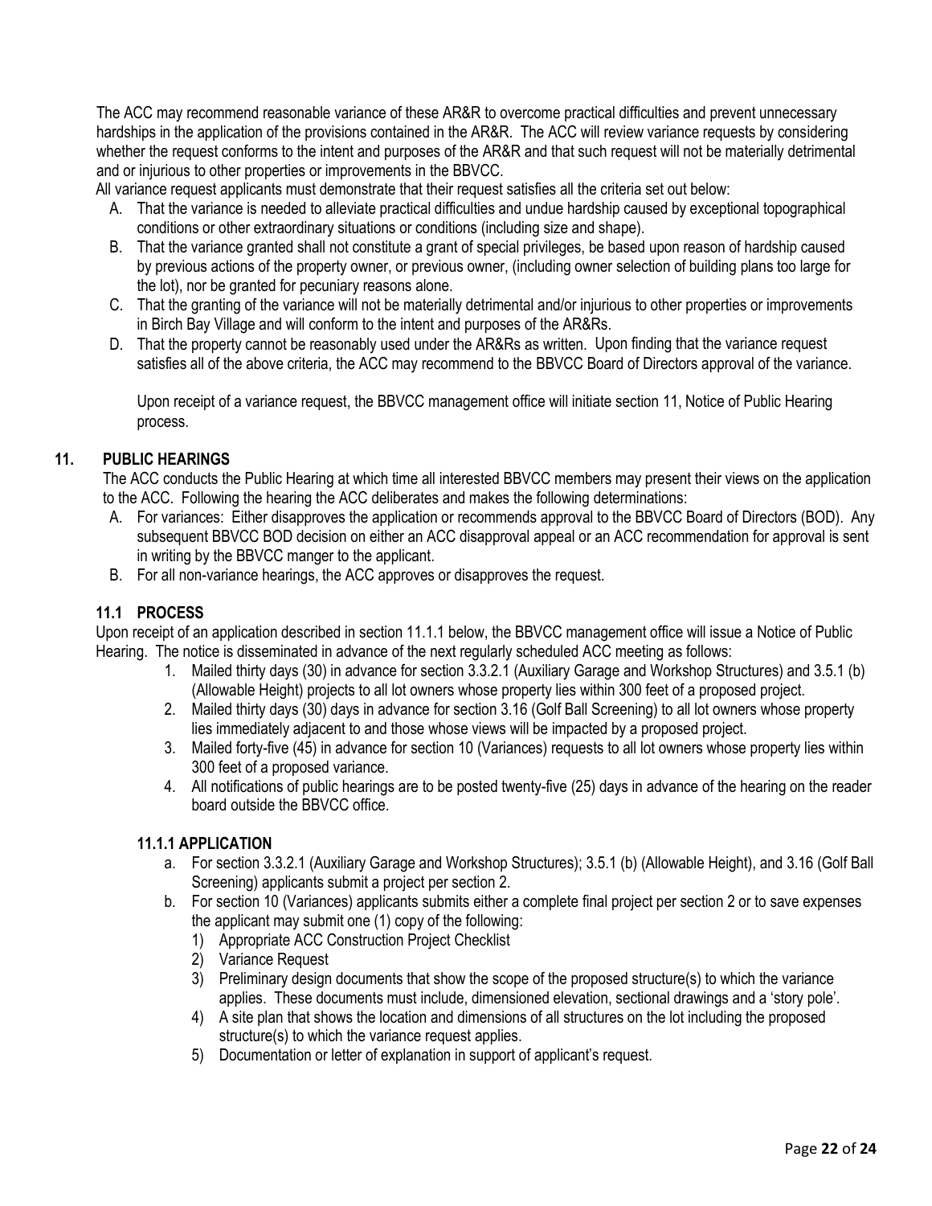The ACC may recommend reasonable variance of these AR&R to overcome practical difficulties and prevent unnecessary hardships in the application of the provisions contained in the AR&R. The ACC will review variance requests by considering whether the request conforms to the intent and purposes of the AR&R and that such request will not be materially detrimental and or injurious to other properties or improvements in the BBVCC.

All variance request applicants must demonstrate that their request satisfies all the criteria set out below:

A. That the variance is needed to alleviate practical difficulties and undue hardship caused by exceptional topographical conditions or other extraordinary situations or conditions (including size and shape).
B. That the variance granted shall not constitute a grant of special privileges, be based upon reason of hardship caused by previous actions of the property owner, or previous owner, (including owner selection of building plans too large for the lot), nor be granted for pecuniary reasons alone.
C. That the granting of the variance will not be materially detrimental and/or injurious to other properties or improvements in Birch Bay Village and will conform to the intent and purposes of the AR&Rs.
D. That the property cannot be reasonably used under the AR&Rs as written. Upon finding that the variance request satisfies all of the above criteria, the ACC may recommend to the BBVCC Board of Directors approval of the variance.

   Upon receipt of a variance request, the BBVCC management office will initiate section 11, Notice of Public Hearing process.

## 11. PUBLIC HEARINGS

The ACC conducts the Public Hearing at which time all interested BBVCC members may present their views on the application to the ACC. Following the hearing the ACC deliberates and makes the following determinations:

A. For variances: Either disapproves the application or recommends approval to the BBVCC Board of Directors (BOD). Any subsequent BBVCC BOD decision on either an ACC disapproval appeal or an ACC recommendation for approval is sent in writing by the BBVCC manger to the applicant.
B. For all non-variance hearings, the ACC approves or disapproves the request.

### 11.1 PROCESS

Upon receipt of an application described in section 11.1.1 below, the BBVCC management office will issue a Notice of Public Hearing. The notice is disseminated in advance of the next regularly scheduled ACC meeting as follows:

1. Mailed thirty days (30) in advance for section 3.3.2.1 (Auxiliary Garage and Workshop Structures) and 3.5.1 (b) (Allowable Height) projects to all lot owners whose property lies within 300 feet of a proposed project.
2. Mailed thirty days (30) days in advance for section 3.16 (Golf Ball Screening) to all lot owners whose property lies immediately adjacent to and those whose views will be impacted by a proposed project.
3. Mailed forty-five (45) in advance for section 10 (Variances) requests to all lot owners whose property lies within 300 feet of a proposed variance.
4. All notifications of public hearings are to be posted twenty-five (25) days in advance of the hearing on the reader board outside the BBVCC office.

#### 11.1.1 APPLICATION

a. For section 3.3.2.1 (Auxiliary Garage and Workshop Structures); 3.5.1 (b) (Allowable Height), and 3.16 (Golf Ball Screening) applicants submit a project per section 2.
b. For section 10 (Variances) applicants submits either a complete final project per section 2 or to save expenses the applicant may submit one (1) copy of the following:
   1) Appropriate ACC Construction Project Checklist
   2) Variance Request
   3) Preliminary design documents that show the scope of the proposed structure(s) to which the variance applies. These documents must include, dimensioned elevation, sectional drawings and a 'story pole'.
   4) A site plan that shows the location and dimensions of all structures on the lot including the proposed structure(s) to which the variance request applies.
   5) Documentation or letter of explanation in support of applicant's request.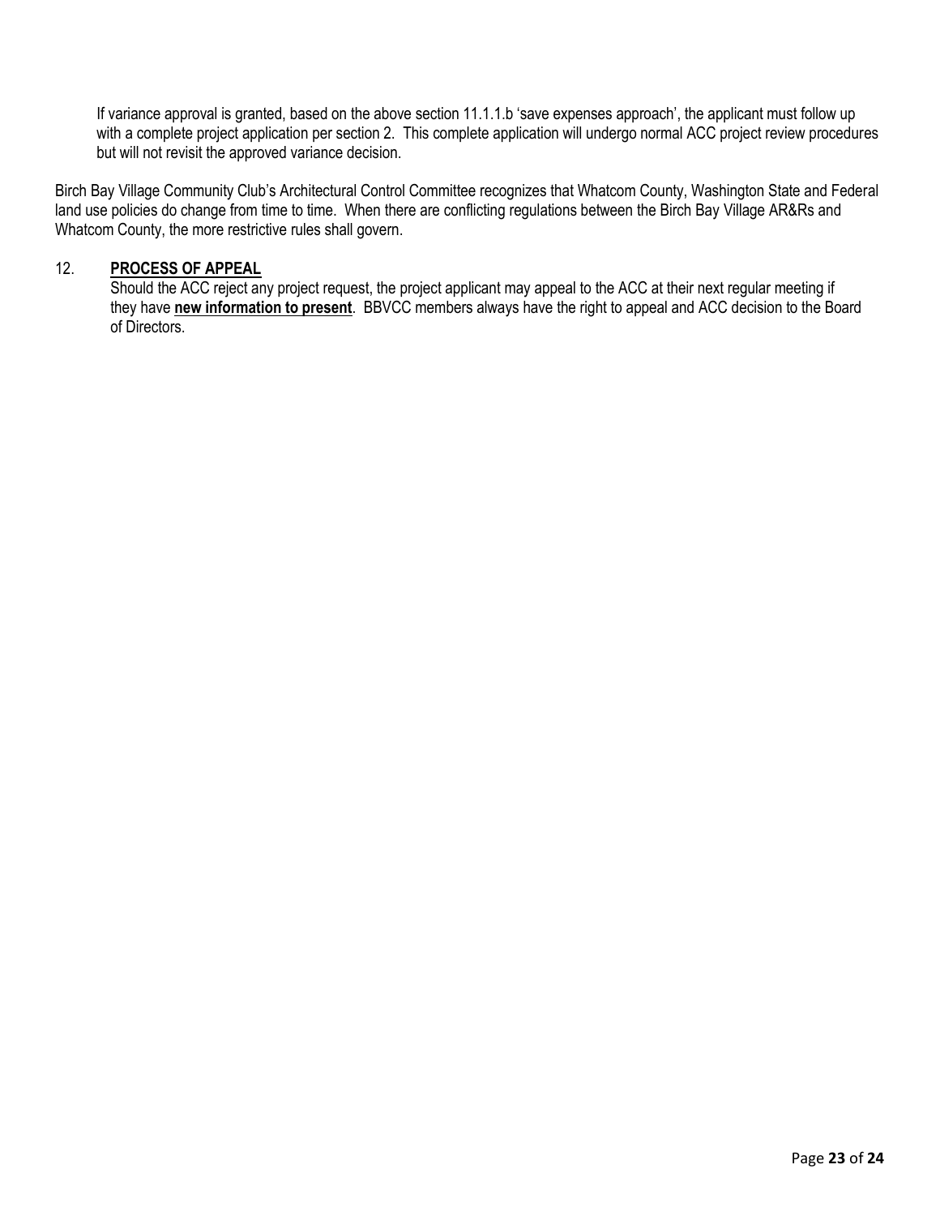If variance approval is granted, based on the above section 11.1.1.b 'save expenses approach', the applicant must follow up with a complete project application per section 2. This complete application will undergo normal ACC project review procedures but will not revisit the approved variance decision.

Birch Bay Village Community Club's Architectural Control Committee recognizes that Whatcom County, Washington State and Federal land use policies do change from time to time. When there are conflicting regulations between the Birch Bay Village AR&Rs and Whatcom County, the more restrictive rules shall govern.

## 12. PROCESS OF APPEAL

Should the ACC reject any project request, the project applicant may appeal to the ACC at their next regular meeting if they have **new information to present**. BBVCC members always have the right to appeal and ACC decision to the Board of Directors.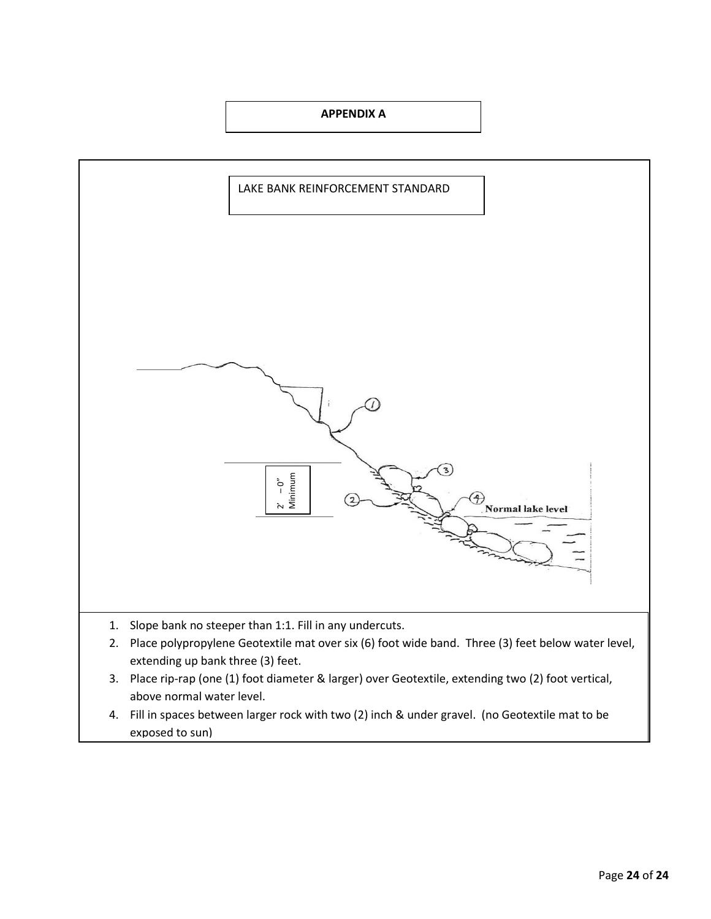**APPENDIX A**

LAKE BANK REINFORCEMENT STANDARD

2' – 0" Minimum

Normal lake level

1. Slope bank no steeper than 1:1. Fill in any undercuts.
2. Place polypropylene Geotextile mat over six (6) foot wide band. Three (3) feet below water level, extending up bank three (3) feet.
3. Place rip-rap (one (1) foot diameter & larger) over Geotextile, extending two (2) foot vertical, above normal water level.
4. Fill in spaces between larger rock with two (2) inch & under gravel. (no Geotextile mat to be exposed to sun)